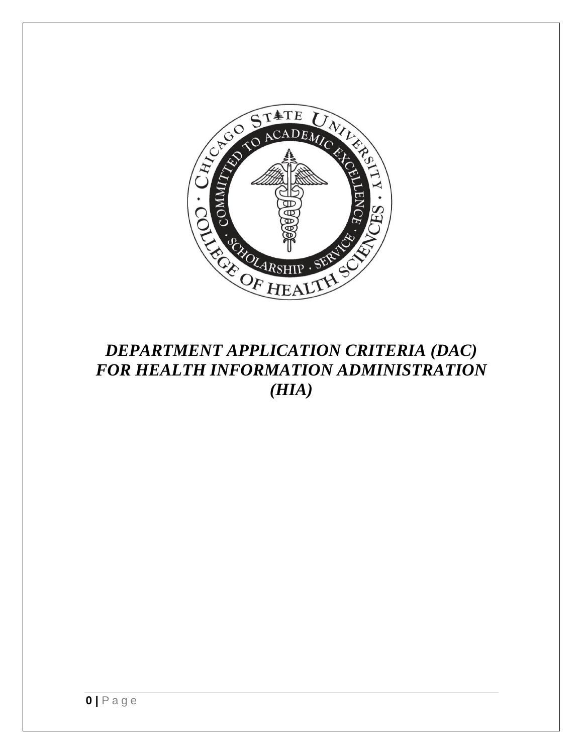# *DEPARTMENT APPLICATION CRITERIA (DAC) FOR HEALTH INFORMATION ADMINISTRATION (HIA)*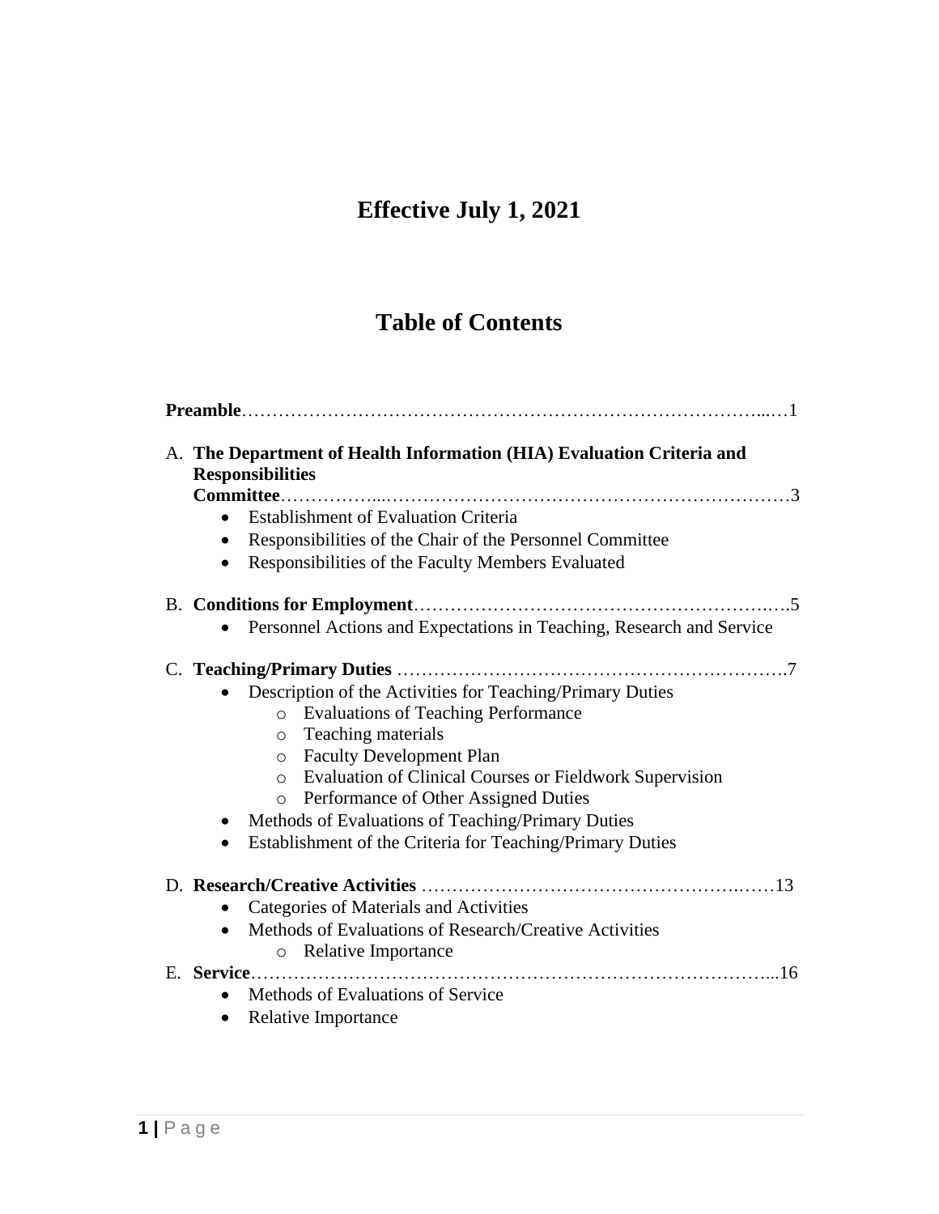# Effective July 1, 2021

# Table of Contents

**Preamble**……………………………………………………………………………...…1

A. **The Department of Health Information (HIA) Evaluation Criteria and Responsibilities Committee**……………...………………………………………………………….3
   - Establishment of Evaluation Criteria
   - Responsibilities of the Chair of the Personnel Committee
   - Responsibilities of the Faculty Members Evaluated

B. **Conditions for Employment**……………………………………………….…..5
   - Personnel Actions and Expectations in Teaching, Research and Service

C. **Teaching/Primary Duties** …………………………………………………….7
   - Description of the Activities for Teaching/Primary Duties
     - Evaluations of Teaching Performance
     - Teaching materials
     - Faculty Development Plan
     - Evaluation of Clinical Courses or Fieldwork Supervision
     - Performance of Other Assigned Duties
   - Methods of Evaluations of Teaching/Primary Duties
   - Establishment of the Criteria for Teaching/Primary Duties

D. **Research/Creative Activities** …………………………………………….……13
   - Categories of Materials and Activities
   - Methods of Evaluations of Research/Creative Activities
     - Relative Importance

E. **Service**………………………………………………………………………...16
   - Methods of Evaluations of Service
   - Relative Importance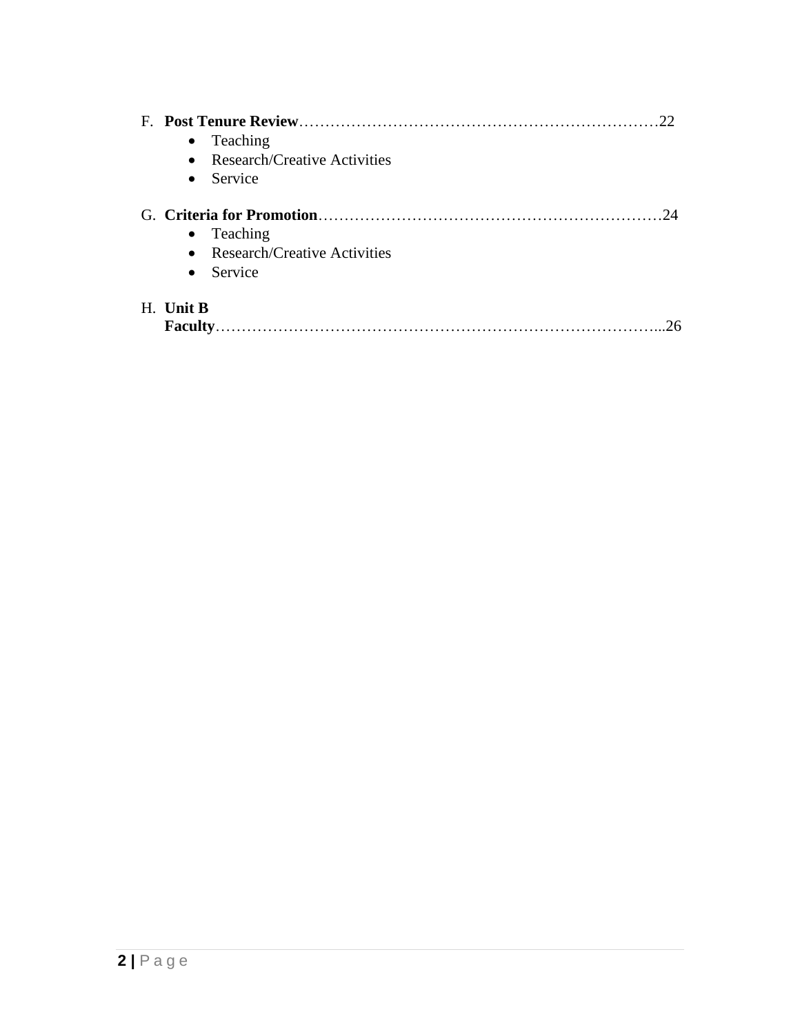F. **Post Tenure Review**……………………………………………………………22
- Teaching
- Research/Creative Activities
- Service

G. **Criteria for Promotion**…………………………………………………………24
- Teaching
- Research/Creative Activities
- Service

H. **Unit B Faculty**……………………………………………………………………...26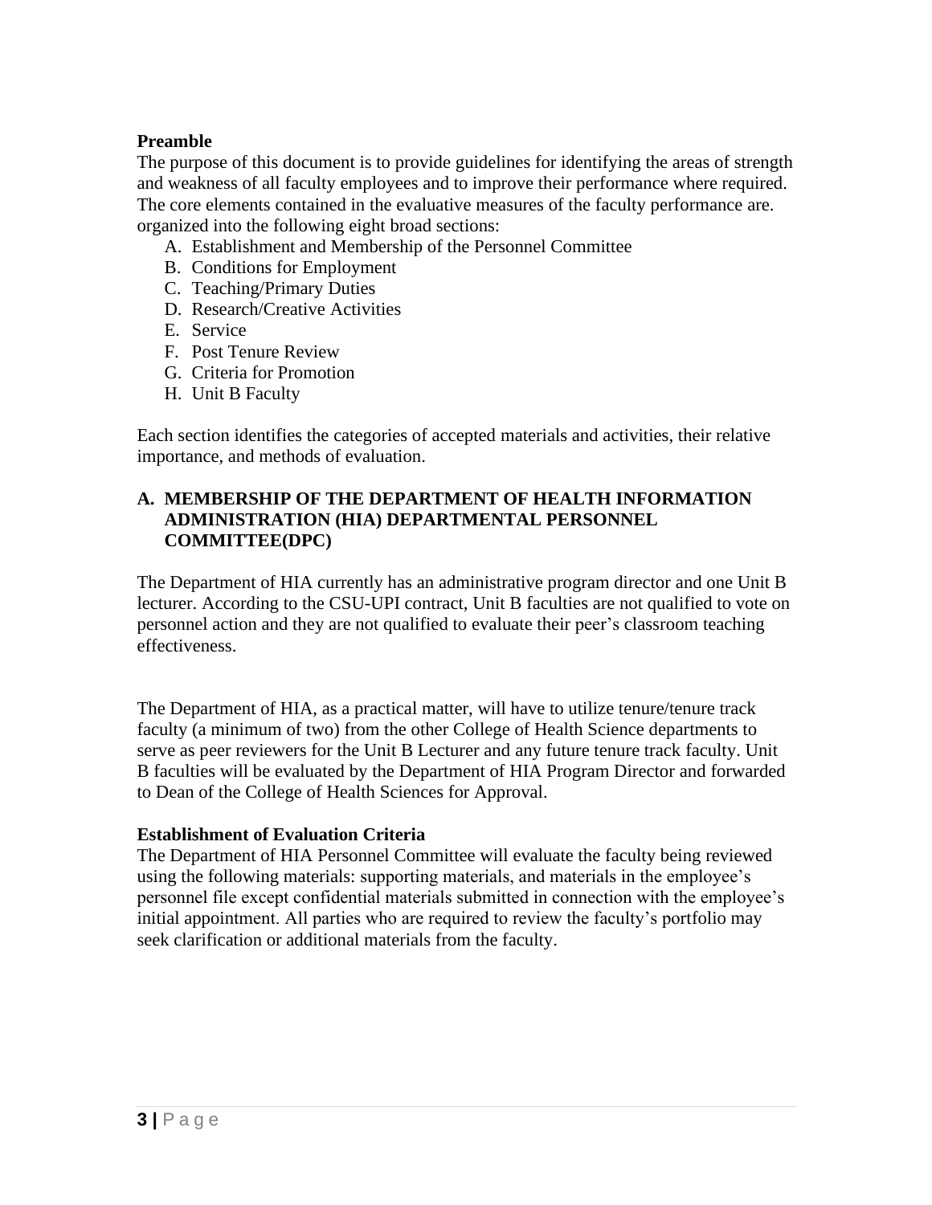**Preamble**

The purpose of this document is to provide guidelines for identifying the areas of strength and weakness of all faculty employees and to improve their performance where required. The core elements contained in the evaluative measures of the faculty performance are. organized into the following eight broad sections:

A. Establishment and Membership of the Personnel Committee
B. Conditions for Employment
C. Teaching/Primary Duties
D. Research/Creative Activities
E. Service
F. Post Tenure Review
G. Criteria for Promotion
H. Unit B Faculty

Each section identifies the categories of accepted materials and activities, their relative importance, and methods of evaluation.

## A. MEMBERSHIP OF THE DEPARTMENT OF HEALTH INFORMATION ADMINISTRATION (HIA) DEPARTMENTAL PERSONNEL COMMITTEE(DPC)

The Department of HIA currently has an administrative program director and one Unit B lecturer. According to the CSU-UPI contract, Unit B faculties are not qualified to vote on personnel action and they are not qualified to evaluate their peer's classroom teaching effectiveness.

The Department of HIA, as a practical matter, will have to utilize tenure/tenure track faculty (a minimum of two) from the other College of Health Science departments to serve as peer reviewers for the Unit B Lecturer and any future tenure track faculty. Unit B faculties will be evaluated by the Department of HIA Program Director and forwarded to Dean of the College of Health Sciences for Approval.

**Establishment of Evaluation Criteria**

The Department of HIA Personnel Committee will evaluate the faculty being reviewed using the following materials: supporting materials, and materials in the employee's personnel file except confidential materials submitted in connection with the employee's initial appointment. All parties who are required to review the faculty's portfolio may seek clarification or additional materials from the faculty.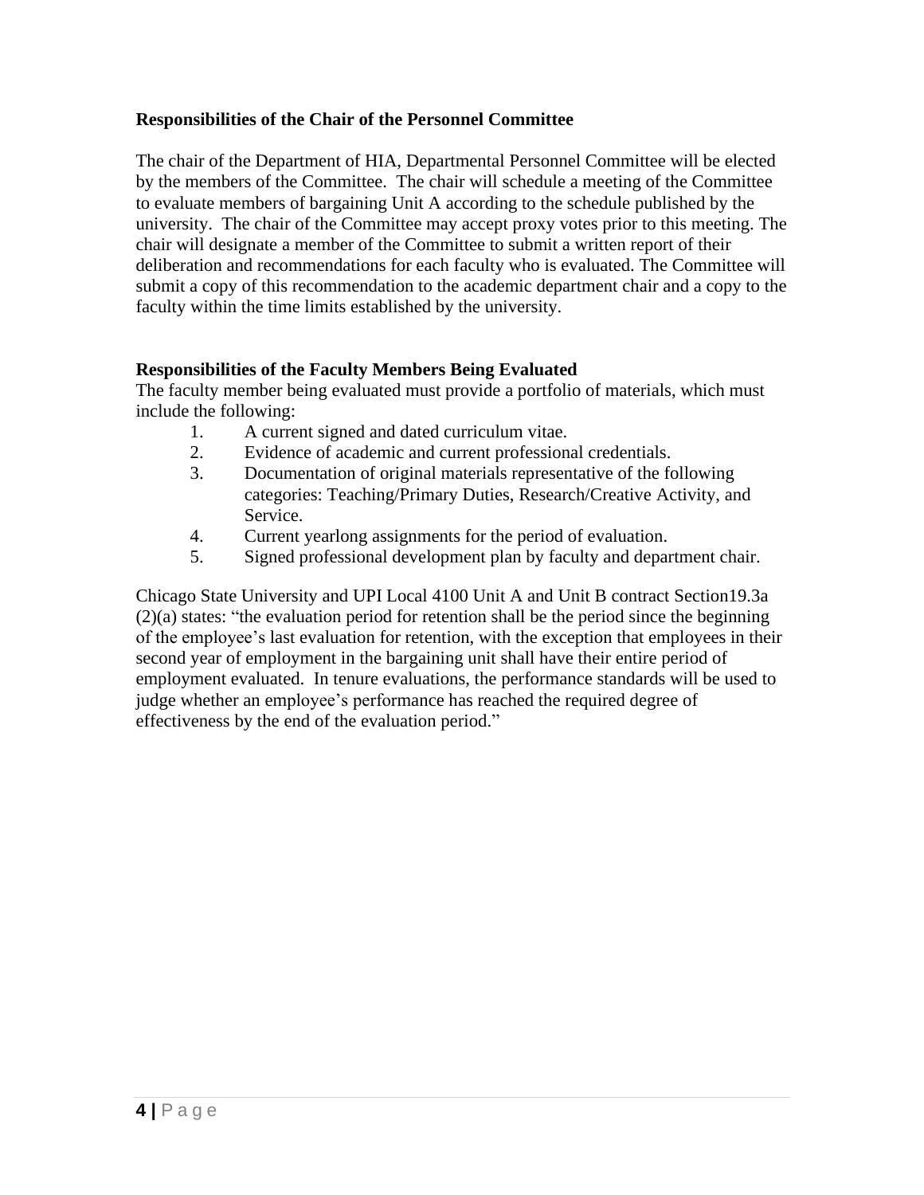**Responsibilities of the Chair of the Personnel Committee**

The chair of the Department of HIA, Departmental Personnel Committee will be elected by the members of the Committee. The chair will schedule a meeting of the Committee to evaluate members of bargaining Unit A according to the schedule published by the university. The chair of the Committee may accept proxy votes prior to this meeting. The chair will designate a member of the Committee to submit a written report of their deliberation and recommendations for each faculty who is evaluated. The Committee will submit a copy of this recommendation to the academic department chair and a copy to the faculty within the time limits established by the university.

**Responsibilities of the Faculty Members Being Evaluated**

The faculty member being evaluated must provide a portfolio of materials, which must include the following:

1. A current signed and dated curriculum vitae.
2. Evidence of academic and current professional credentials.
3. Documentation of original materials representative of the following categories: Teaching/Primary Duties, Research/Creative Activity, and Service.
4. Current yearlong assignments for the period of evaluation.
5. Signed professional development plan by faculty and department chair.

Chicago State University and UPI Local 4100 Unit A and Unit B contract Section19.3a (2)(a) states: "the evaluation period for retention shall be the period since the beginning of the employee's last evaluation for retention, with the exception that employees in their second year of employment in the bargaining unit shall have their entire period of employment evaluated. In tenure evaluations, the performance standards will be used to judge whether an employee's performance has reached the required degree of effectiveness by the end of the evaluation period."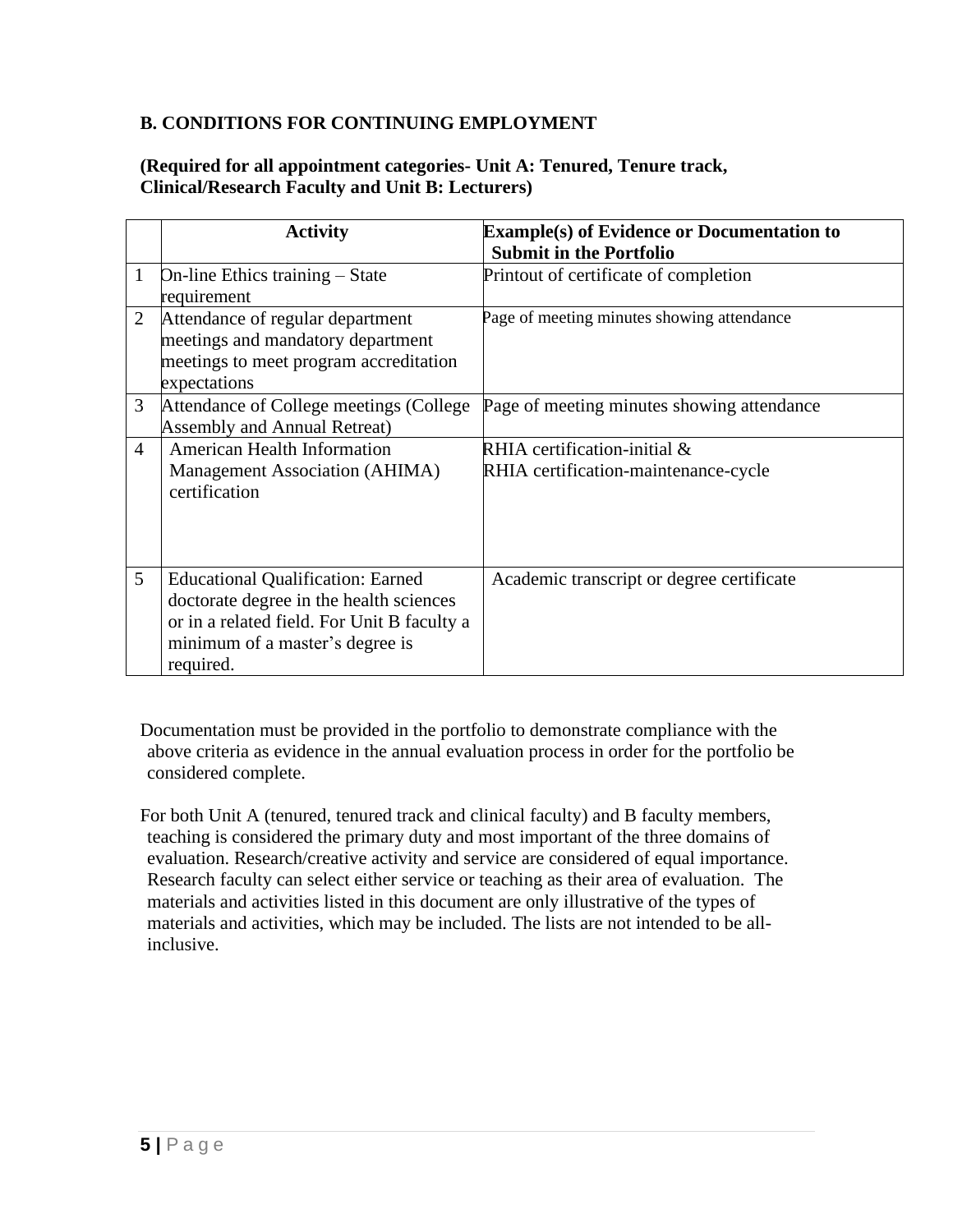**B. CONDITIONS FOR CONTINUING EMPLOYMENT**

**(Required for all appointment categories- Unit A: Tenured, Tenure track, Clinical/Research Faculty and Unit B: Lecturers)**

| | Activity | Example(s) of Evidence or Documentation to Submit in the Portfolio |
|---|---|---|
| 1 | On-line Ethics training – State requirement | Printout of certificate of completion |
| 2 | Attendance of regular department meetings and mandatory department meetings to meet program accreditation expectations | Page of meeting minutes showing attendance |
| 3 | Attendance of College meetings (College Assembly and Annual Retreat) | Page of meeting minutes showing attendance |
| 4 | American Health Information Management Association (AHIMA) certification | RHIA certification-initial & RHIA certification-maintenance-cycle |
| 5 | Educational Qualification: Earned doctorate degree in the health sciences or in a related field. For Unit B faculty a minimum of a master's degree is required. | Academic transcript or degree certificate |

Documentation must be provided in the portfolio to demonstrate compliance with the above criteria as evidence in the annual evaluation process in order for the portfolio be considered complete.

For both Unit A (tenured, tenured track and clinical faculty) and B faculty members, teaching is considered the primary duty and most important of the three domains of evaluation. Research/creative activity and service are considered of equal importance. Research faculty can select either service or teaching as their area of evaluation. The materials and activities listed in this document are only illustrative of the types of materials and activities, which may be included. The lists are not intended to be all-inclusive.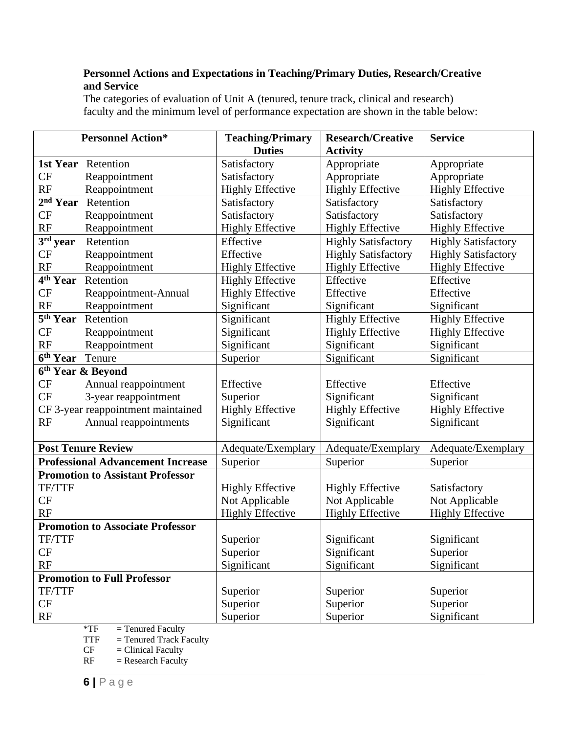**Personnel Actions and Expectations in Teaching/Primary Duties, Research/Creative and Service**

The categories of evaluation of Unit A (tenured, tenure track, clinical and research) faculty and the minimum level of performance expectation are shown in the table below:

| Personnel Action* | Teaching/Primary Duties | Research/Creative Activity | Service |
|---|---|---|---|
| **1st Year** Retention | Satisfactory | Appropriate | Appropriate |
| CF Reappointment | Satisfactory | Appropriate | Appropriate |
| RF Reappointment | Highly Effective | Highly Effective | Highly Effective |
| **2nd Year** Retention | Satisfactory | Satisfactory | Satisfactory |
| CF Reappointment | Satisfactory | Satisfactory | Satisfactory |
| RF Reappointment | Highly Effective | Highly Effective | Highly Effective |
| **3rd year** Retention | Effective | Highly Satisfactory | Highly Satisfactory |
| CF Reappointment | Effective | Highly Satisfactory | Highly Satisfactory |
| RF Reappointment | Highly Effective | Highly Effective | Highly Effective |
| **4th Year** Retention | Highly Effective | Effective | Effective |
| CF Reappointment-Annual | Highly Effective | Effective | Effective |
| RF Reappointment | Significant | Significant | Significant |
| **5th Year** Retention | Significant | Highly Effective | Highly Effective |
| CF Reappointment | Significant | Highly Effective | Highly Effective |
| RF Reappointment | Significant | Significant | Significant |
| **6th Year** Tenure | Superior | Significant | Significant |
| **6th Year & Beyond** | | | |
| CF Annual reappointment | Effective | Effective | Effective |
| CF 3-year reappointment | Superior | Significant | Significant |
| CF 3-year reappointment maintained | Highly Effective | Highly Effective | Highly Effective |
| RF Annual reappointments | Significant | Significant | Significant |
| **Post Tenure Review** | Adequate/Exemplary | Adequate/Exemplary | Adequate/Exemplary |
| **Professional Advancement Increase** | Superior | Superior | Superior |
| **Promotion to Assistant Professor** | | | |
| TF/TTF | Highly Effective | Highly Effective | Satisfactory |
| CF | Not Applicable | Not Applicable | Not Applicable |
| RF | Highly Effective | Highly Effective | Highly Effective |
| **Promotion to Associate Professor** | | | |
| TF/TTF | Superior | Significant | Significant |
| CF | Superior | Significant | Superior |
| RF | Significant | Significant | Significant |
| **Promotion to Full Professor** | | | |
| TF/TTF | Superior | Superior | Superior |
| CF | Superior | Superior | Superior |
| RF | Superior | Superior | Significant |

*TF = Tenured Faculty
TTF = Tenured Track Faculty
CF = Clinical Faculty
RF = Research Faculty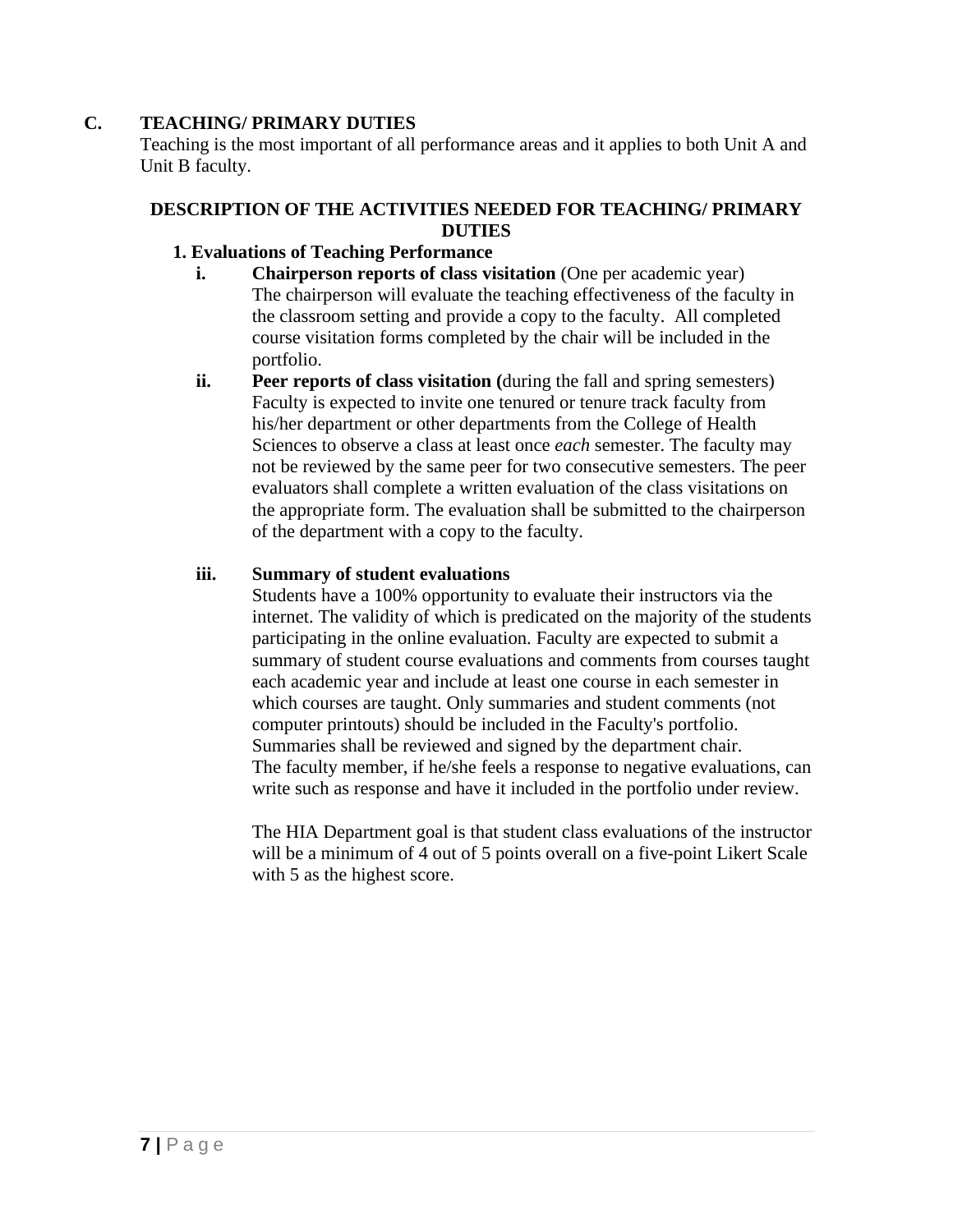## C. TEACHING/ PRIMARY DUTIES

Teaching is the most important of all performance areas and it applies to both Unit A and Unit B faculty.

### DESCRIPTION OF THE ACTIVITIES NEEDED FOR TEACHING/ PRIMARY DUTIES

**1. Evaluations of Teaching Performance**

**i. Chairperson reports of class visitation** (One per academic year)
The chairperson will evaluate the teaching effectiveness of the faculty in the classroom setting and provide a copy to the faculty. All completed course visitation forms completed by the chair will be included in the portfolio.

**ii. Peer reports of class visitation (**during the fall and spring semesters)
Faculty is expected to invite one tenured or tenure track faculty from his/her department or other departments from the College of Health Sciences to observe a class at least once *each* semester. The faculty may not be reviewed by the same peer for two consecutive semesters. The peer evaluators shall complete a written evaluation of the class visitations on the appropriate form. The evaluation shall be submitted to the chairperson of the department with a copy to the faculty.

**iii. Summary of student evaluations**
Students have a 100% opportunity to evaluate their instructors via the internet. The validity of which is predicated on the majority of the students participating in the online evaluation. Faculty are expected to submit a summary of student course evaluations and comments from courses taught each academic year and include at least one course in each semester in which courses are taught. Only summaries and student comments (not computer printouts) should be included in the Faculty's portfolio. Summaries shall be reviewed and signed by the department chair.
The faculty member, if he/she feels a response to negative evaluations, can write such as response and have it included in the portfolio under review.

The HIA Department goal is that student class evaluations of the instructor will be a minimum of 4 out of 5 points overall on a five-point Likert Scale with 5 as the highest score.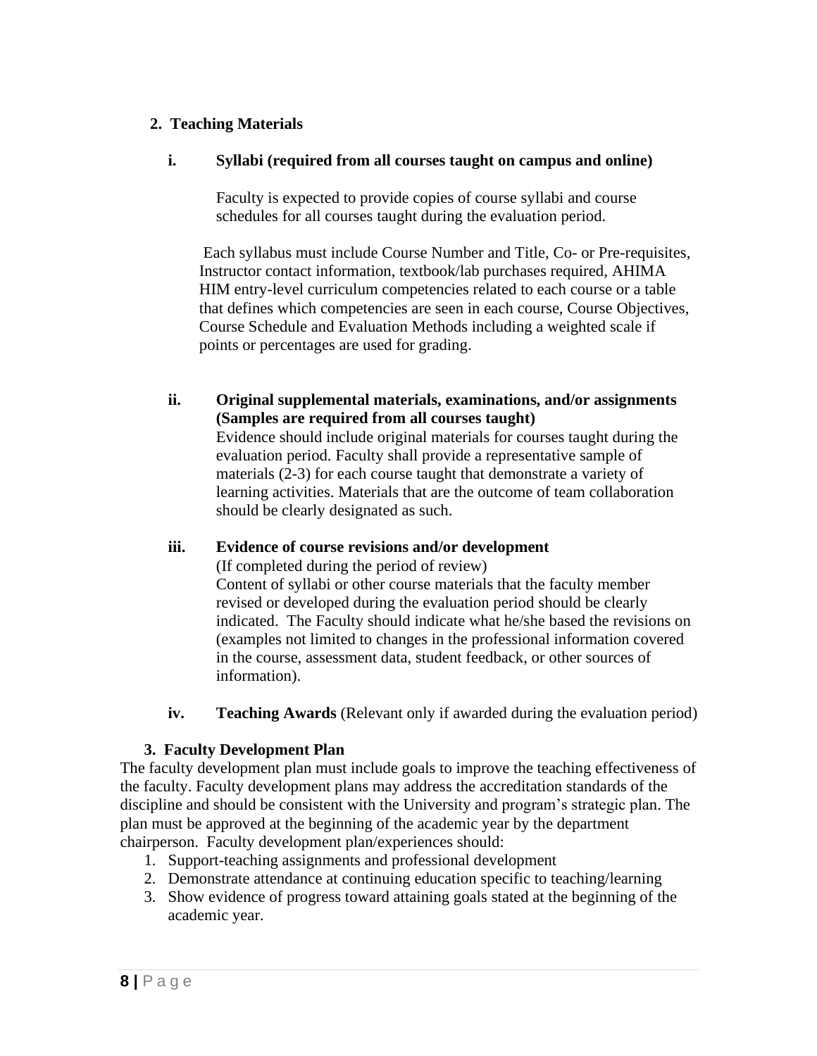**2. Teaching Materials**

**i. Syllabi (required from all courses taught on campus and online)**

Faculty is expected to provide copies of course syllabi and course schedules for all courses taught during the evaluation period.

Each syllabus must include Course Number and Title, Co- or Pre-requisites, Instructor contact information, textbook/lab purchases required, AHIMA HIM entry-level curriculum competencies related to each course or a table that defines which competencies are seen in each course, Course Objectives, Course Schedule and Evaluation Methods including a weighted scale if points or percentages are used for grading.

**ii. Original supplemental materials, examinations, and/or assignments (Samples are required from all courses taught)**

Evidence should include original materials for courses taught during the evaluation period. Faculty shall provide a representative sample of materials (2-3) for each course taught that demonstrate a variety of learning activities. Materials that are the outcome of team collaboration should be clearly designated as such.

**iii. Evidence of course revisions and/or development**

(If completed during the period of review)

Content of syllabi or other course materials that the faculty member revised or developed during the evaluation period should be clearly indicated. The Faculty should indicate what he/she based the revisions on (examples not limited to changes in the professional information covered in the course, assessment data, student feedback, or other sources of information).

**iv. Teaching Awards** (Relevant only if awarded during the evaluation period)

**3. Faculty Development Plan**

The faculty development plan must include goals to improve the teaching effectiveness of the faculty. Faculty development plans may address the accreditation standards of the discipline and should be consistent with the University and program's strategic plan. The plan must be approved at the beginning of the academic year by the department chairperson. Faculty development plan/experiences should:

1. Support-teaching assignments and professional development
2. Demonstrate attendance at continuing education specific to teaching/learning
3. Show evidence of progress toward attaining goals stated at the beginning of the academic year.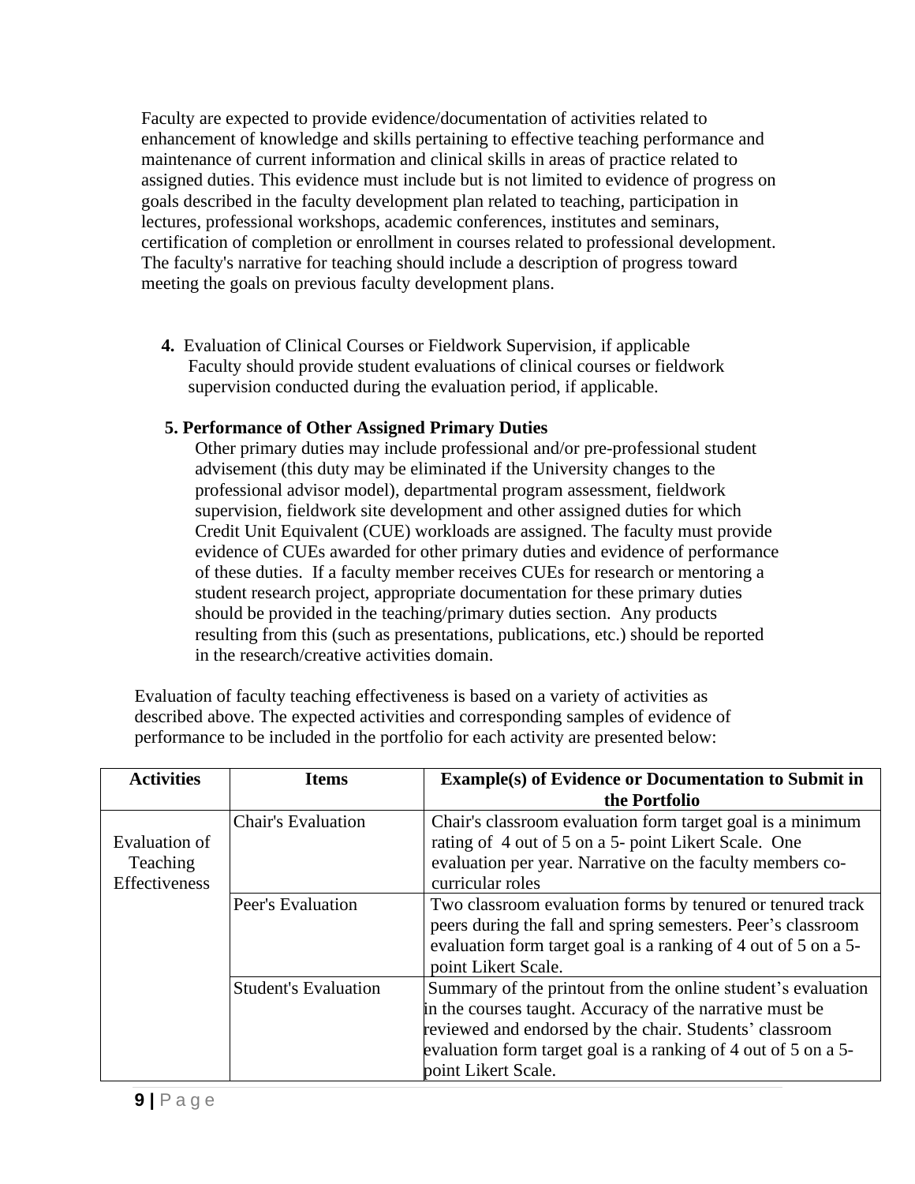Faculty are expected to provide evidence/documentation of activities related to enhancement of knowledge and skills pertaining to effective teaching performance and maintenance of current information and clinical skills in areas of practice related to assigned duties. This evidence must include but is not limited to evidence of progress on goals described in the faculty development plan related to teaching, participation in lectures, professional workshops, academic conferences, institutes and seminars, certification of completion or enrollment in courses related to professional development. The faculty's narrative for teaching should include a description of progress toward meeting the goals on previous faculty development plans.

**4.** Evaluation of Clinical Courses or Fieldwork Supervision, if applicable
Faculty should provide student evaluations of clinical courses or fieldwork supervision conducted during the evaluation period, if applicable.

**5. Performance of Other Assigned Primary Duties**
Other primary duties may include professional and/or pre-professional student advisement (this duty may be eliminated if the University changes to the professional advisor model), departmental program assessment, fieldwork supervision, fieldwork site development and other assigned duties for which Credit Unit Equivalent (CUE) workloads are assigned. The faculty must provide evidence of CUEs awarded for other primary duties and evidence of performance of these duties. If a faculty member receives CUEs for research or mentoring a student research project, appropriate documentation for these primary duties should be provided in the teaching/primary duties section. Any products resulting from this (such as presentations, publications, etc.) should be reported in the research/creative activities domain.

Evaluation of faculty teaching effectiveness is based on a variety of activities as described above. The expected activities and corresponding samples of evidence of performance to be included in the portfolio for each activity are presented below:

| Activities | Items | Example(s) of Evidence or Documentation to Submit in the Portfolio |
|---|---|---|
| Evaluation of Teaching Effectiveness | Chair's Evaluation | Chair's classroom evaluation form target goal is a minimum rating of 4 out of 5 on a 5- point Likert Scale. One evaluation per year. Narrative on the faculty members co-curricular roles |
| | Peer's Evaluation | Two classroom evaluation forms by tenured or tenured track peers during the fall and spring semesters. Peer's classroom evaluation form target goal is a ranking of 4 out of 5 on a 5-point Likert Scale. |
| | Student's Evaluation | Summary of the printout from the online student's evaluation in the courses taught. Accuracy of the narrative must be reviewed and endorsed by the chair. Students' classroom evaluation form target goal is a ranking of 4 out of 5 on a 5-point Likert Scale. |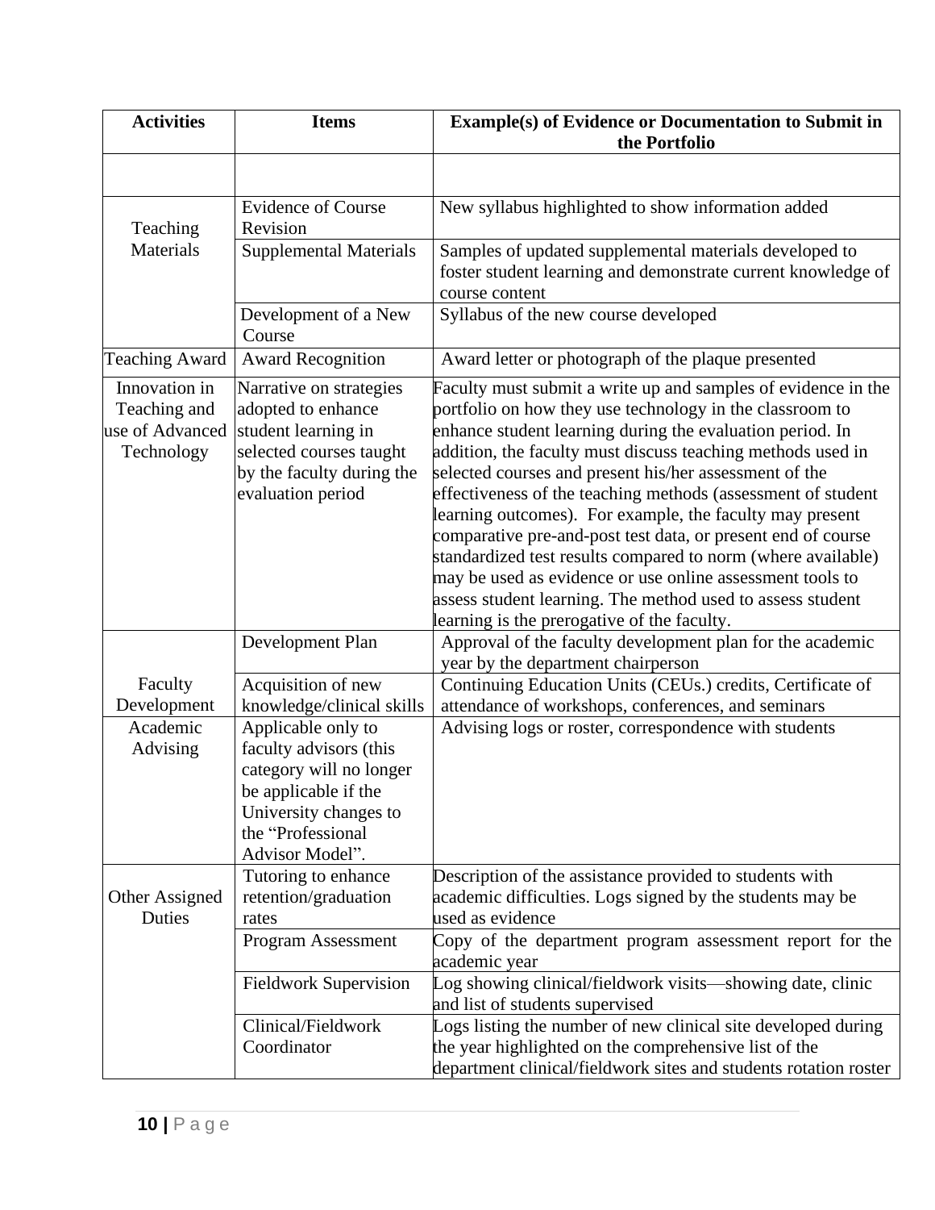| Activities | Items | Example(s) of Evidence or Documentation to Submit in the Portfolio |
|---|---|---|
| | | |
| Teaching Materials | Evidence of Course Revision | New syllabus highlighted to show information added |
| | Supplemental Materials | Samples of updated supplemental materials developed to foster student learning and demonstrate current knowledge of course content |
| | Development of a New Course | Syllabus of the new course developed |
| Teaching Award | Award Recognition | Award letter or photograph of the plaque presented |
| Innovation in Teaching and use of Advanced Technology | Narrative on strategies adopted to enhance student learning in selected courses taught by the faculty during the evaluation period | Faculty must submit a write up and samples of evidence in the portfolio on how they use technology in the classroom to enhance student learning during the evaluation period. In addition, the faculty must discuss teaching methods used in selected courses and present his/her assessment of the effectiveness of the teaching methods (assessment of student learning outcomes). For example, the faculty may present comparative pre-and-post test data, or present end of course standardized test results compared to norm (where available) may be used as evidence or use online assessment tools to assess student learning. The method used to assess student learning is the prerogative of the faculty. |
| Faculty Development | Development Plan | Approval of the faculty development plan for the academic year by the department chairperson |
| | Acquisition of new knowledge/clinical skills | Continuing Education Units (CEUs.) credits, Certificate of attendance of workshops, conferences, and seminars |
| Academic Advising | Applicable only to faculty advisors (this category will no longer be applicable if the University changes to the "Professional Advisor Model". | Advising logs or roster, correspondence with students |
| Other Assigned Duties | Tutoring to enhance retention/graduation rates | Description of the assistance provided to students with academic difficulties. Logs signed by the students may be used as evidence |
| | Program Assessment | Copy of the department program assessment report for the academic year |
| | Fieldwork Supervision | Log showing clinical/fieldwork visits—showing date, clinic and list of students supervised |
| | Clinical/Fieldwork Coordinator | Logs listing the number of new clinical site developed during the year highlighted on the comprehensive list of the department clinical/fieldwork sites and students rotation roster |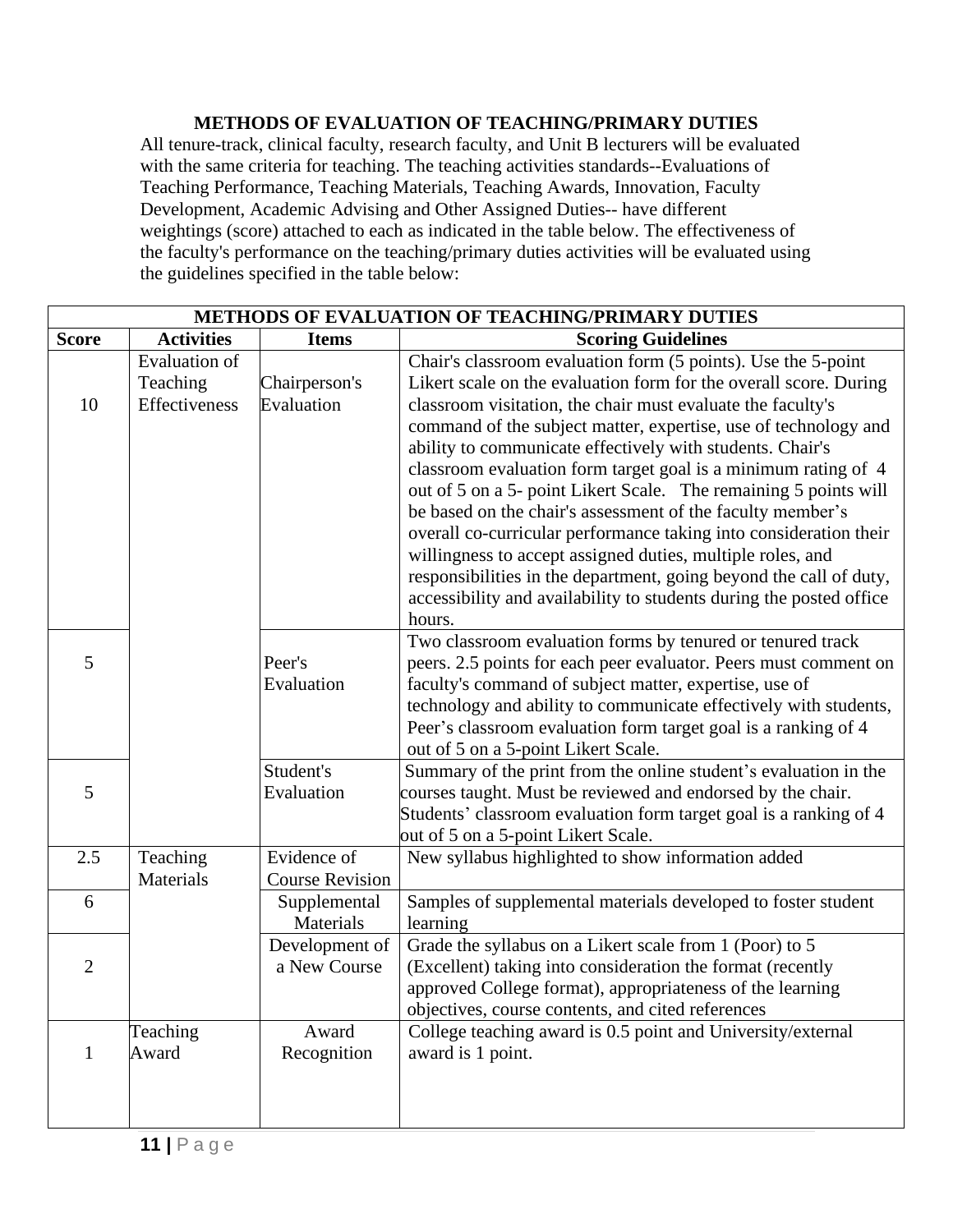**METHODS OF EVALUATION OF TEACHING/PRIMARY DUTIES**

All tenure-track, clinical faculty, research faculty, and Unit B lecturers will be evaluated with the same criteria for teaching. The teaching activities standards--Evaluations of Teaching Performance, Teaching Materials, Teaching Awards, Innovation, Faculty Development, Academic Advising and Other Assigned Duties-- have different weightings (score) attached to each as indicated in the table below. The effectiveness of the faculty's performance on the teaching/primary duties activities will be evaluated using the guidelines specified in the table below:

| METHODS OF EVALUATION OF TEACHING/PRIMARY DUTIES | | | |
|---|---|---|---|
| **Score** | **Activities** | **Items** | **Scoring Guidelines** |
| 10 | Evaluation of Teaching Effectiveness | Chairperson's Evaluation | Chair's classroom evaluation form (5 points). Use the 5-point Likert scale on the evaluation form for the overall score. During classroom visitation, the chair must evaluate the faculty's command of the subject matter, expertise, use of technology and ability to communicate effectively with students. Chair's classroom evaluation form target goal is a minimum rating of 4 out of 5 on a 5- point Likert Scale. The remaining 5 points will be based on the chair's assessment of the faculty member's overall co-curricular performance taking into consideration their willingness to accept assigned duties, multiple roles, and responsibilities in the department, going beyond the call of duty, accessibility and availability to students during the posted office hours. |
| 5 | | Peer's Evaluation | Two classroom evaluation forms by tenured or tenured track peers. 2.5 points for each peer evaluator. Peers must comment on faculty's command of subject matter, expertise, use of technology and ability to communicate effectively with students, Peer's classroom evaluation form target goal is a ranking of 4 out of 5 on a 5-point Likert Scale. |
| 5 | | Student's Evaluation | Summary of the print from the online student's evaluation in the courses taught. Must be reviewed and endorsed by the chair. Students' classroom evaluation form target goal is a ranking of 4 out of 5 on a 5-point Likert Scale. |
| 2.5 | Teaching Materials | Evidence of Course Revision | New syllabus highlighted to show information added |
| 6 | | Supplemental Materials | Samples of supplemental materials developed to foster student learning |
| 2 | | Development of a New Course | Grade the syllabus on a Likert scale from 1 (Poor) to 5 (Excellent) taking into consideration the format (recently approved College format), appropriateness of the learning objectives, course contents, and cited references |
| 1 | Teaching Award | Award Recognition | College teaching award is 0.5 point and University/external award is 1 point. |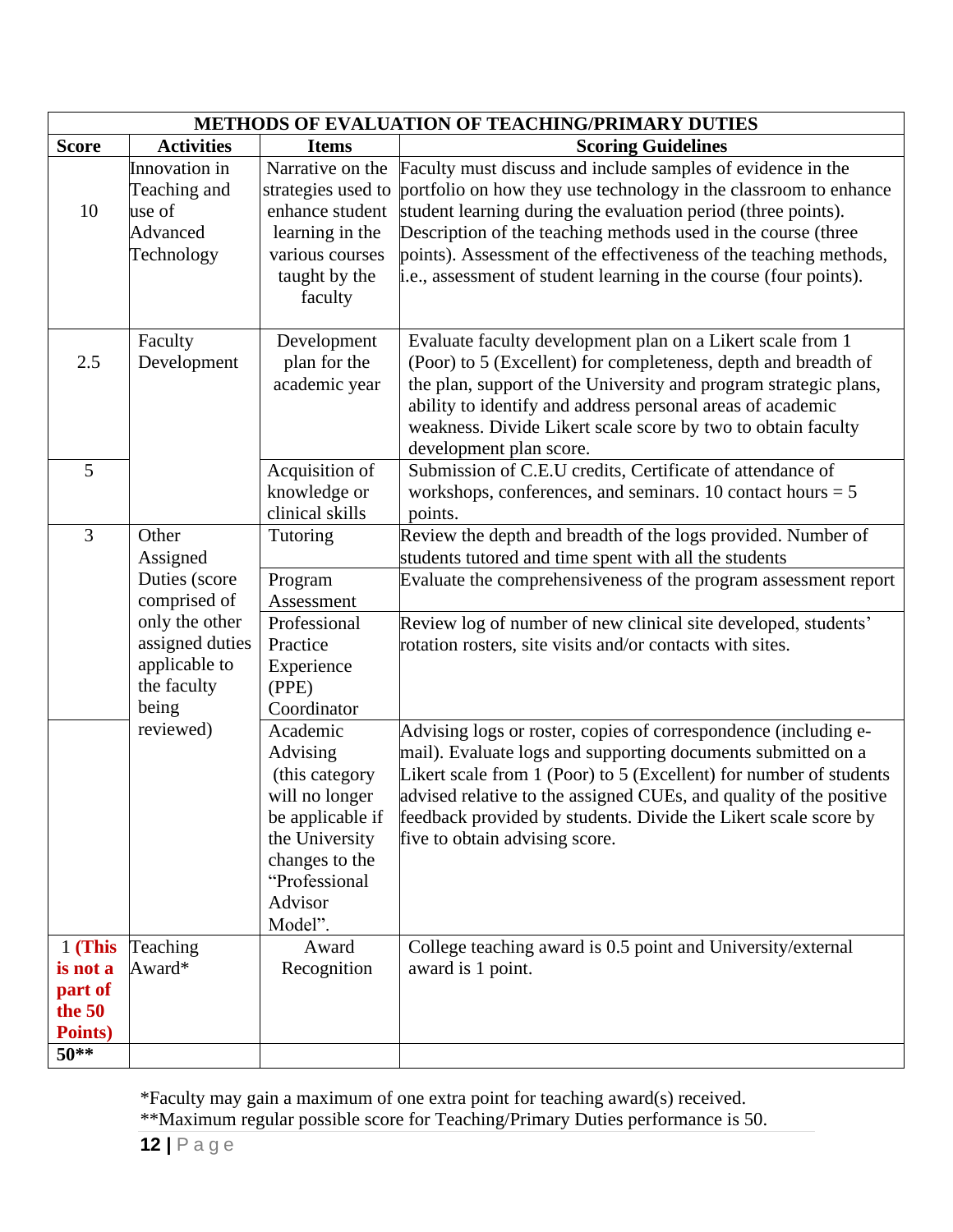| METHODS OF EVALUATION OF TEACHING/PRIMARY DUTIES | | | |
|---|---|---|---|
| **Score** | **Activities** | **Items** | **Scoring Guidelines** |
| 10 | Innovation in Teaching and use of Advanced Technology | Narrative on the strategies used to enhance student learning in the various courses taught by the faculty | Faculty must discuss and include samples of evidence in the portfolio on how they use technology in the classroom to enhance student learning during the evaluation period (three points). Description of the teaching methods used in the course (three points). Assessment of the effectiveness of the teaching methods, i.e., assessment of student learning in the course (four points). |
| 2.5 | Faculty Development | Development plan for the academic year | Evaluate faculty development plan on a Likert scale from 1 (Poor) to 5 (Excellent) for completeness, depth and breadth of the plan, support of the University and program strategic plans, ability to identify and address personal areas of academic weakness. Divide Likert scale score by two to obtain faculty development plan score. |
| 5 | | Acquisition of knowledge or clinical skills | Submission of C.E.U credits, Certificate of attendance of workshops, conferences, and seminars. 10 contact hours = 5 points. |
| 3 | Other Assigned Duties (score comprised of only the other assigned duties applicable to the faculty being reviewed) | Tutoring | Review the depth and breadth of the logs provided. Number of students tutored and time spent with all the students |
| | | Program Assessment | Evaluate the comprehensiveness of the program assessment report |
| | | Professional Practice Experience (PPE) Coordinator | Review log of number of new clinical site developed, students' rotation rosters, site visits and/or contacts with sites. |
| | | Academic Advising (this category will no longer be applicable if the University changes to the "Professional Advisor Model". | Advising logs or roster, copies of correspondence (including e-mail). Evaluate logs and supporting documents submitted on a Likert scale from 1 (Poor) to 5 (Excellent) for number of students advised relative to the assigned CUEs, and quality of the positive feedback provided by students. Divide the Likert scale score by five to obtain advising score. |
| 1 **(This is not a part of the 50 Points)** | Teaching Award* | Award Recognition | College teaching award is 0.5 point and University/external award is 1 point. |
| **50**** | | | |

*Faculty may gain a maximum of one extra point for teaching award(s) received.
**Maximum regular possible score for Teaching/Primary Duties performance is 50.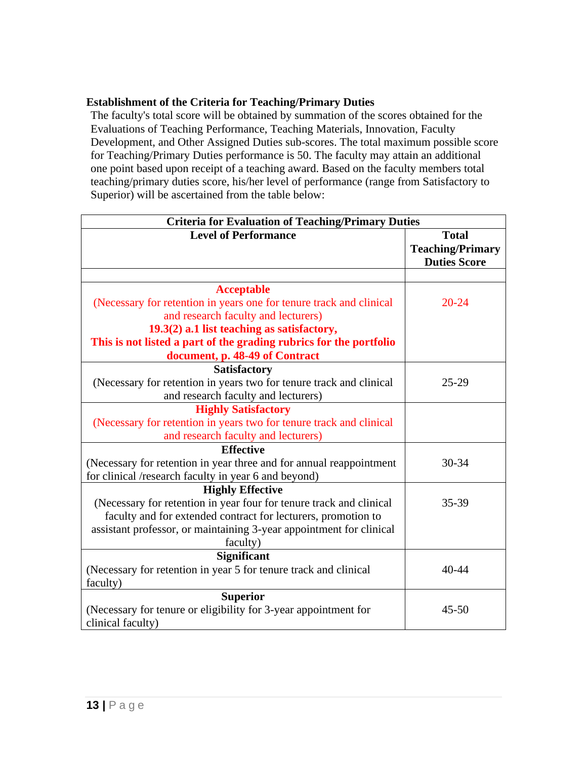**Establishment of the Criteria for Teaching/Primary Duties**

The faculty's total score will be obtained by summation of the scores obtained for the Evaluations of Teaching Performance, Teaching Materials, Innovation, Faculty Development, and Other Assigned Duties sub-scores. The total maximum possible score for Teaching/Primary Duties performance is 50. The faculty may attain an additional one point based upon receipt of a teaching award. Based on the faculty members total teaching/primary duties score, his/her level of performance (range from Satisfactory to Superior) will be ascertained from the table below:

| Criteria for Evaluation of Teaching/Primary Duties | |
|---|---|
| **Level of Performance** | **Total Teaching/Primary Duties Score** |
| | |
| **Acceptable** (Necessary for retention in years one for tenure track and clinical and research faculty and lecturers) **19.3(2) a.1 list teaching as satisfactory, This is not listed a part of the grading rubrics for the portfolio document, p. 48-49 of Contract** | 20-24 |
| **Satisfactory** (Necessary for retention in years two for tenure track and clinical and research faculty and lecturers) | 25-29 |
| **Highly Satisfactory** (Necessary for retention in years two for tenure track and clinical and research faculty and lecturers) | |
| **Effective** (Necessary for retention in year three and for annual reappointment for clinical /research faculty in year 6 and beyond) | 30-34 |
| **Highly Effective** (Necessary for retention in year four for tenure track and clinical faculty and for extended contract for lecturers, promotion to assistant professor, or maintaining 3-year appointment for clinical faculty) | 35-39 |
| **Significant** (Necessary for retention in year 5 for tenure track and clinical faculty) | 40-44 |
| **Superior** (Necessary for tenure or eligibility for 3-year appointment for clinical faculty) | 45-50 |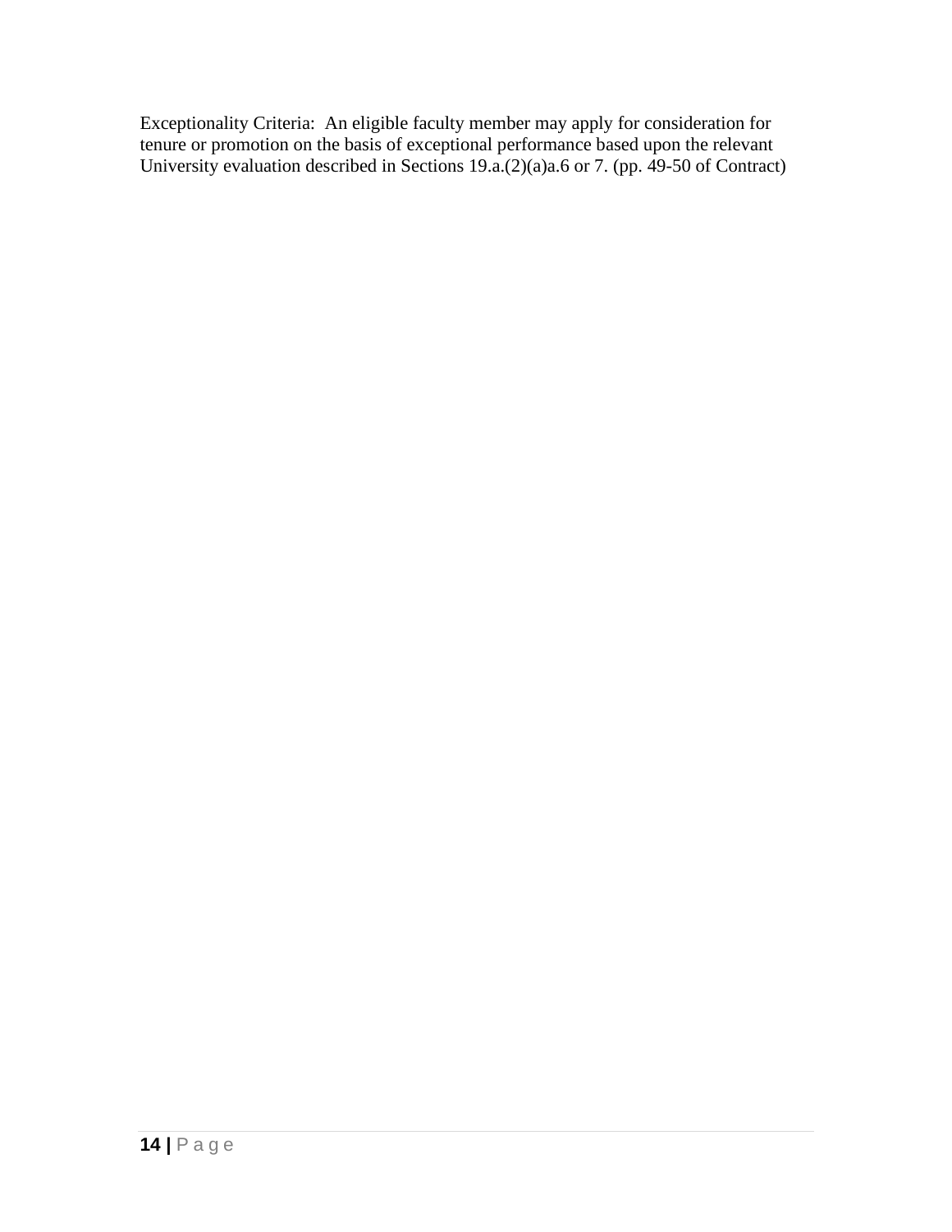Exceptionality Criteria: An eligible faculty member may apply for consideration for tenure or promotion on the basis of exceptional performance based upon the relevant University evaluation described in Sections 19.a.(2)(a)a.6 or 7. (pp. 49-50 of Contract)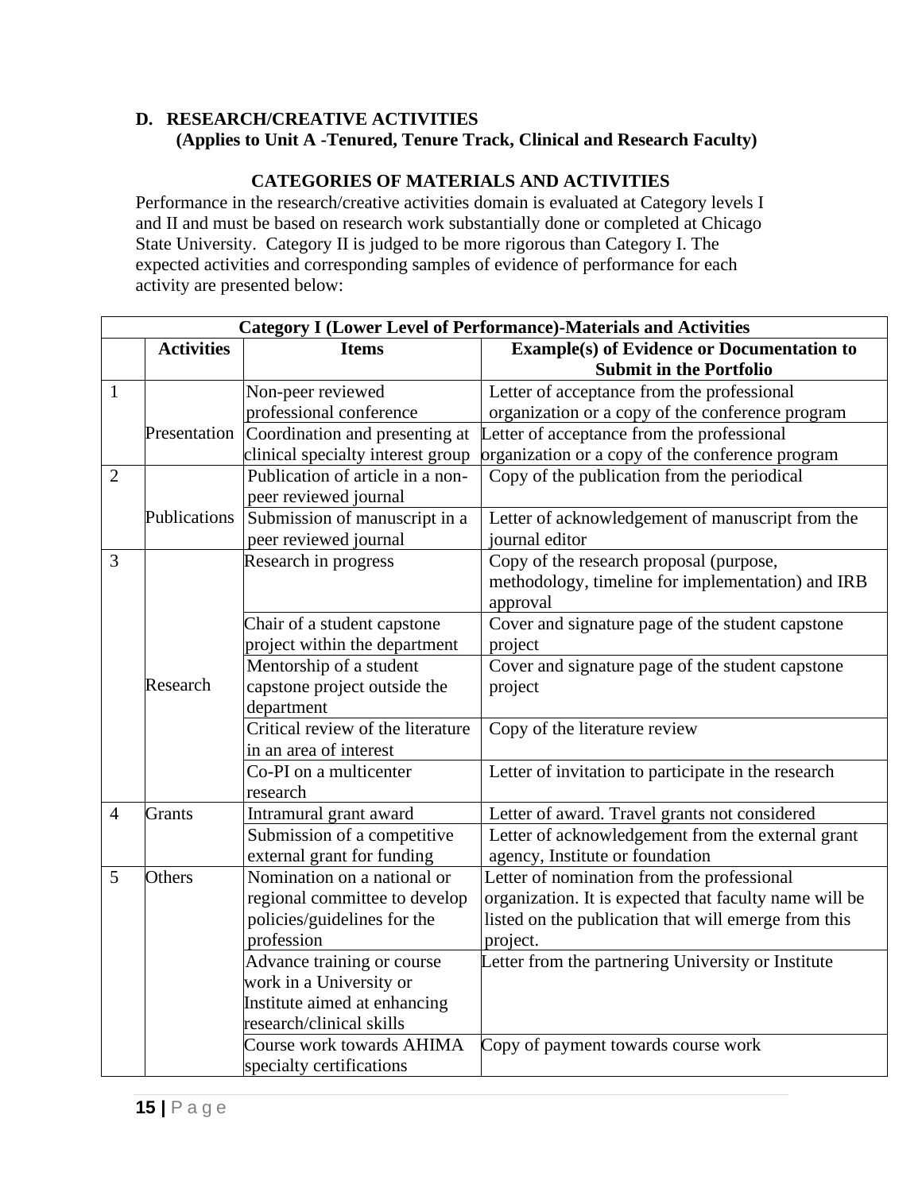## D. RESEARCH/CREATIVE ACTIVITIES

**(Applies to Unit A -Tenured, Tenure Track, Clinical and Research Faculty)**

### CATEGORIES OF MATERIALS AND ACTIVITIES

Performance in the research/creative activities domain is evaluated at Category levels I and II and must be based on research work substantially done or completed at Chicago State University. Category II is judged to be more rigorous than Category I. The expected activities and corresponding samples of evidence of performance for each activity are presented below:

| **Category I (Lower Level of Performance)-Materials and Activities** | | | |
|---|---|---|---|
| | **Activities** | **Items** | **Example(s) of Evidence or Documentation to Submit in the Portfolio** |
| 1 | Presentation | Non-peer reviewed professional conference | Letter of acceptance from the professional organization or a copy of the conference program |
| | | Coordination and presenting at clinical specialty interest group | Letter of acceptance from the professional organization or a copy of the conference program |
| 2 | Publications | Publication of article in a non-peer reviewed journal | Copy of the publication from the periodical |
| | | Submission of manuscript in a peer reviewed journal | Letter of acknowledgement of manuscript from the journal editor |
| 3 | Research | Research in progress | Copy of the research proposal (purpose, methodology, timeline for implementation) and IRB approval |
| | | Chair of a student capstone project within the department | Cover and signature page of the student capstone project |
| | | Mentorship of a student capstone project outside the department | Cover and signature page of the student capstone project |
| | | Critical review of the literature in an area of interest | Copy of the literature review |
| | | Co-PI on a multicenter research | Letter of invitation to participate in the research |
| 4 | Grants | Intramural grant award | Letter of award. Travel grants not considered |
| | | Submission of a competitive external grant for funding | Letter of acknowledgement from the external grant agency, Institute or foundation |
| 5 | Others | Nomination on a national or regional committee to develop policies/guidelines for the profession | Letter of nomination from the professional organization. It is expected that faculty name will be listed on the publication that will emerge from this project. |
| | | Advance training or course work in a University or Institute aimed at enhancing research/clinical skills | Letter from the partnering University or Institute |
| | | Course work towards AHIMA specialty certifications | Copy of payment towards course work |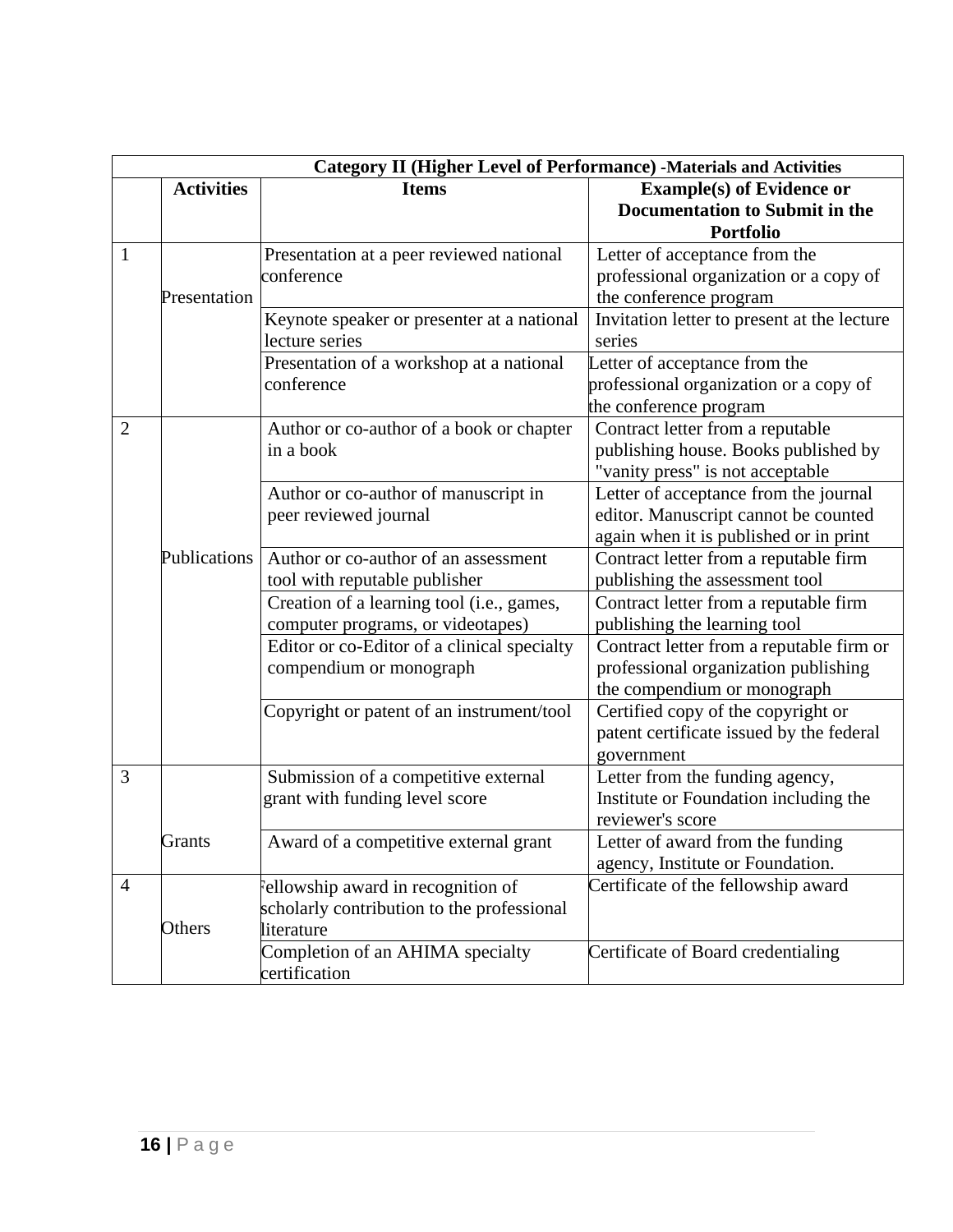| Category II (Higher Level of Performance) -Materials and Activities | | | |
|---|---|---|---|
| | **Activities** | **Items** | **Example(s) of Evidence or Documentation to Submit in the Portfolio** |
| 1 | Presentation | Presentation at a peer reviewed national conference | Letter of acceptance from the professional organization or a copy of the conference program |
| | | Keynote speaker or presenter at a national lecture series | Invitation letter to present at the lecture series |
| | | Presentation of a workshop at a national conference | Letter of acceptance from the professional organization or a copy of the conference program |
| 2 | Publications | Author or co-author of a book or chapter in a book | Contract letter from a reputable publishing house. Books published by "vanity press" is not acceptable |
| | | Author or co-author of manuscript in peer reviewed journal | Letter of acceptance from the journal editor. Manuscript cannot be counted again when it is published or in print |
| | | Author or co-author of an assessment tool with reputable publisher | Contract letter from a reputable firm publishing the assessment tool |
| | | Creation of a learning tool (i.e., games, computer programs, or videotapes) | Contract letter from a reputable firm publishing the learning tool |
| | | Editor or co-Editor of a clinical specialty compendium or monograph | Contract letter from a reputable firm or professional organization publishing the compendium or monograph |
| | | Copyright or patent of an instrument/tool | Certified copy of the copyright or patent certificate issued by the federal government |
| 3 | Grants | Submission of a competitive external grant with funding level score | Letter from the funding agency, Institute or Foundation including the reviewer's score |
| | | Award of a competitive external grant | Letter of award from the funding agency, Institute or Foundation. |
| 4 | Others | Fellowship award in recognition of scholarly contribution to the professional literature | Certificate of the fellowship award |
| | | Completion of an AHIMA specialty certification | Certificate of Board credentialing |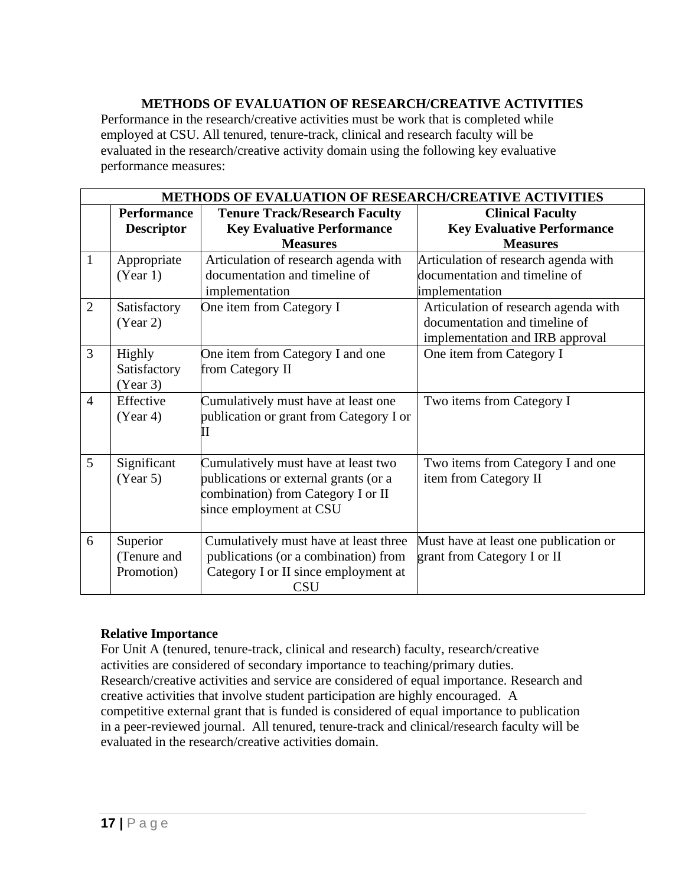## METHODS OF EVALUATION OF RESEARCH/CREATIVE ACTIVITIES

Performance in the research/creative activities must be work that is completed while employed at CSU. All tenured, tenure-track, clinical and research faculty will be evaluated in the research/creative activity domain using the following key evaluative performance measures:

| METHODS OF EVALUATION OF RESEARCH/CREATIVE ACTIVITIES | | | |
|---|---|---|---|
| | **Performance Descriptor** | **Tenure Track/Research Faculty Key Evaluative Performance Measures** | **Clinical Faculty Key Evaluative Performance Measures** |
| 1 | Appropriate (Year 1) | Articulation of research agenda with documentation and timeline of implementation | Articulation of research agenda with documentation and timeline of implementation |
| 2 | Satisfactory (Year 2) | One item from Category I | Articulation of research agenda with documentation and timeline of implementation and IRB approval |
| 3 | Highly Satisfactory (Year 3) | One item from Category I and one from Category II | One item from Category I |
| 4 | Effective (Year 4) | Cumulatively must have at least one publication or grant from Category I or II | Two items from Category I |
| 5 | Significant (Year 5) | Cumulatively must have at least two publications or external grants (or a combination) from Category I or II since employment at CSU | Two items from Category I and one item from Category II |
| 6 | Superior (Tenure and Promotion) | Cumulatively must have at least three publications (or a combination) from Category I or II since employment at CSU | Must have at least one publication or grant from Category I or II |

**Relative Importance**

For Unit A (tenured, tenure-track, clinical and research) faculty, research/creative activities are considered of secondary importance to teaching/primary duties. Research/creative activities and service are considered of equal importance. Research and creative activities that involve student participation are highly encouraged. A competitive external grant that is funded is considered of equal importance to publication in a peer-reviewed journal. All tenured, tenure-track and clinical/research faculty will be evaluated in the research/creative activities domain.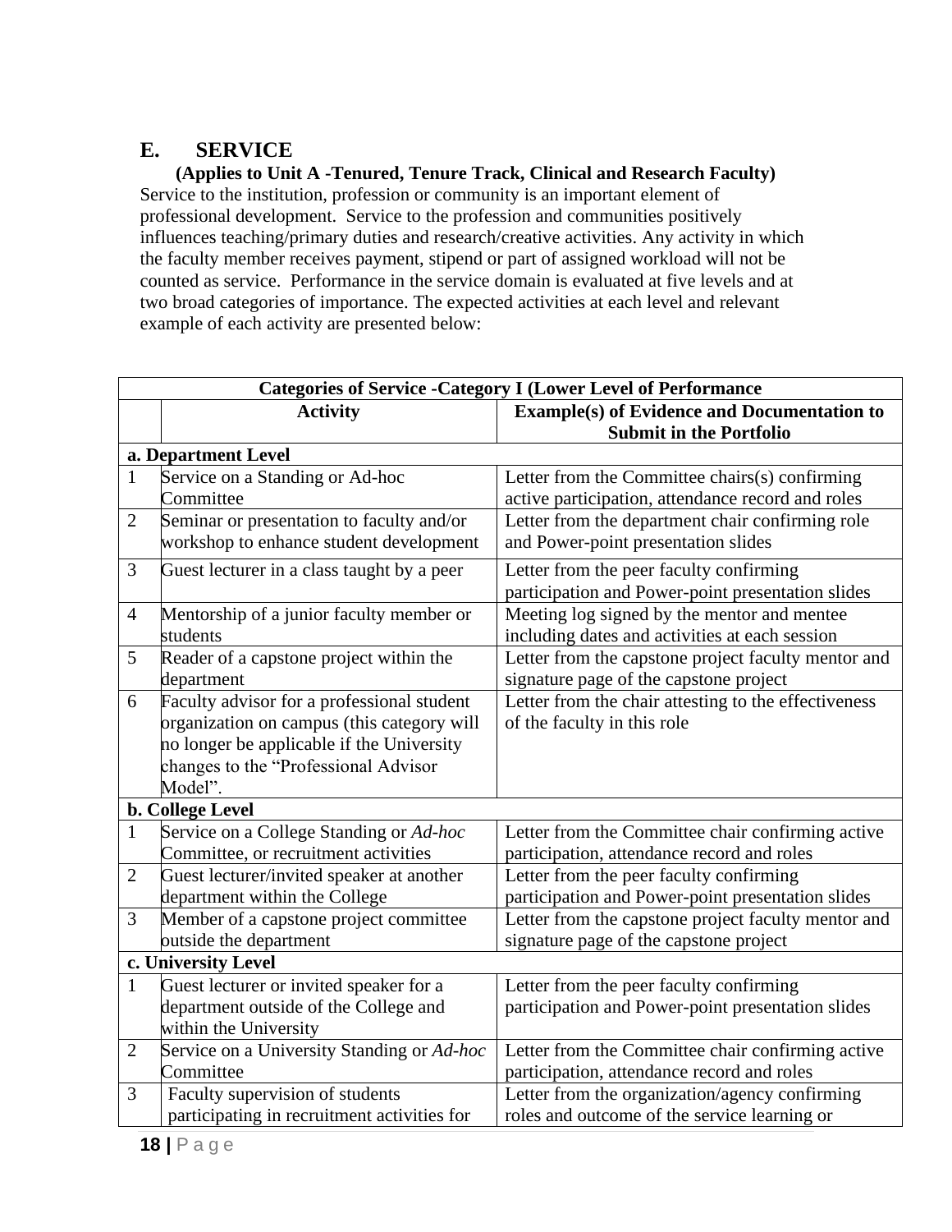## E. SERVICE

**(Applies to Unit A -Tenured, Tenure Track, Clinical and Research Faculty)**

Service to the institution, profession or community is an important element of professional development. Service to the profession and communities positively influences teaching/primary duties and research/creative activities. Any activity in which the faculty member receives payment, stipend or part of assigned workload will not be counted as service. Performance in the service domain is evaluated at five levels and at two broad categories of importance. The expected activities at each level and relevant example of each activity are presented below:

| **Categories of Service -Category I (Lower Level of Performance** | | |
|---|---|---|
| | **Activity** | **Example(s) of Evidence and Documentation to Submit in the Portfolio** |
| **a. Department Level** | | |
| 1 | Service on a Standing or Ad-hoc Committee | Letter from the Committee chairs(s) confirming active participation, attendance record and roles |
| 2 | Seminar or presentation to faculty and/or workshop to enhance student development | Letter from the department chair confirming role and Power-point presentation slides |
| 3 | Guest lecturer in a class taught by a peer | Letter from the peer faculty confirming participation and Power-point presentation slides |
| 4 | Mentorship of a junior faculty member or students | Meeting log signed by the mentor and mentee including dates and activities at each session |
| 5 | Reader of a capstone project within the department | Letter from the capstone project faculty mentor and signature page of the capstone project |
| 6 | Faculty advisor for a professional student organization on campus (this category will no longer be applicable if the University changes to the "Professional Advisor Model". | Letter from the chair attesting to the effectiveness of the faculty in this role |
| **b. College Level** | | |
| 1 | Service on a College Standing or *Ad-hoc* Committee, or recruitment activities | Letter from the Committee chair confirming active participation, attendance record and roles |
| 2 | Guest lecturer/invited speaker at another department within the College | Letter from the peer faculty confirming participation and Power-point presentation slides |
| 3 | Member of a capstone project committee outside the department | Letter from the capstone project faculty mentor and signature page of the capstone project |
| **c. University Level** | | |
| 1 | Guest lecturer or invited speaker for a department outside of the College and within the University | Letter from the peer faculty confirming participation and Power-point presentation slides |
| 2 | Service on a University Standing or *Ad-hoc* Committee | Letter from the Committee chair confirming active participation, attendance record and roles |
| 3 | Faculty supervision of students participating in recruitment activities for | Letter from the organization/agency confirming roles and outcome of the service learning or |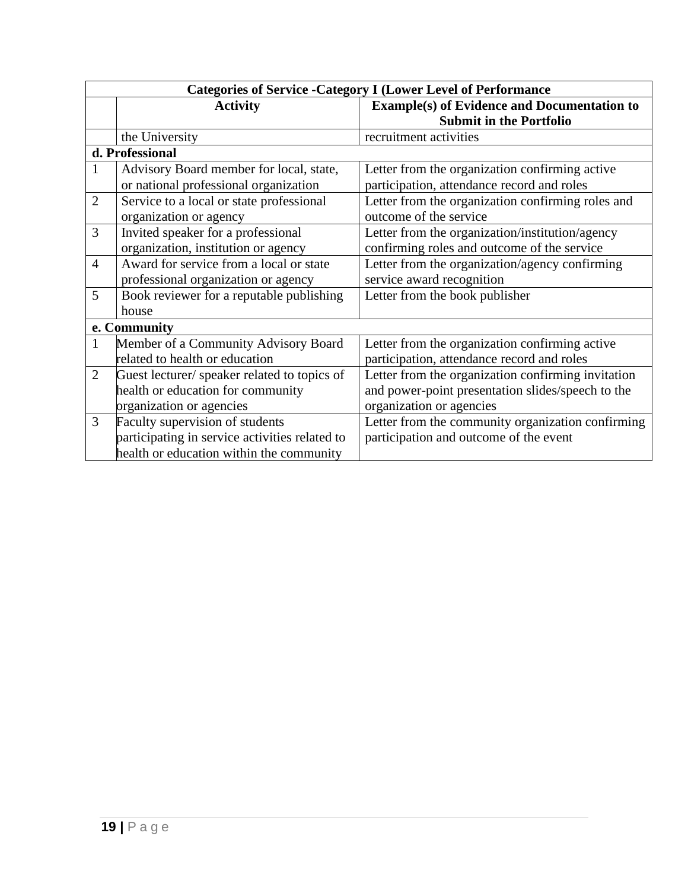| Categories of Service -Category I (Lower Level of Performance | | |
|---|---|---|
| | **Activity** | **Example(s) of Evidence and Documentation to Submit in the Portfolio** |
| | the University | recruitment activities |
| **d. Professional** | | |
| 1 | Advisory Board member for local, state, or national professional organization | Letter from the organization confirming active participation, attendance record and roles |
| 2 | Service to a local or state professional organization or agency | Letter from the organization confirming roles and outcome of the service |
| 3 | Invited speaker for a professional organization, institution or agency | Letter from the organization/institution/agency confirming roles and outcome of the service |
| 4 | Award for service from a local or state professional organization or agency | Letter from the organization/agency confirming service award recognition |
| 5 | Book reviewer for a reputable publishing house | Letter from the book publisher |
| **e. Community** | | |
| 1 | Member of a Community Advisory Board related to health or education | Letter from the organization confirming active participation, attendance record and roles |
| 2 | Guest lecturer/ speaker related to topics of health or education for community organization or agencies | Letter from the organization confirming invitation and power-point presentation slides/speech to the organization or agencies |
| 3 | Faculty supervision of students participating in service activities related to health or education within the community | Letter from the community organization confirming participation and outcome of the event |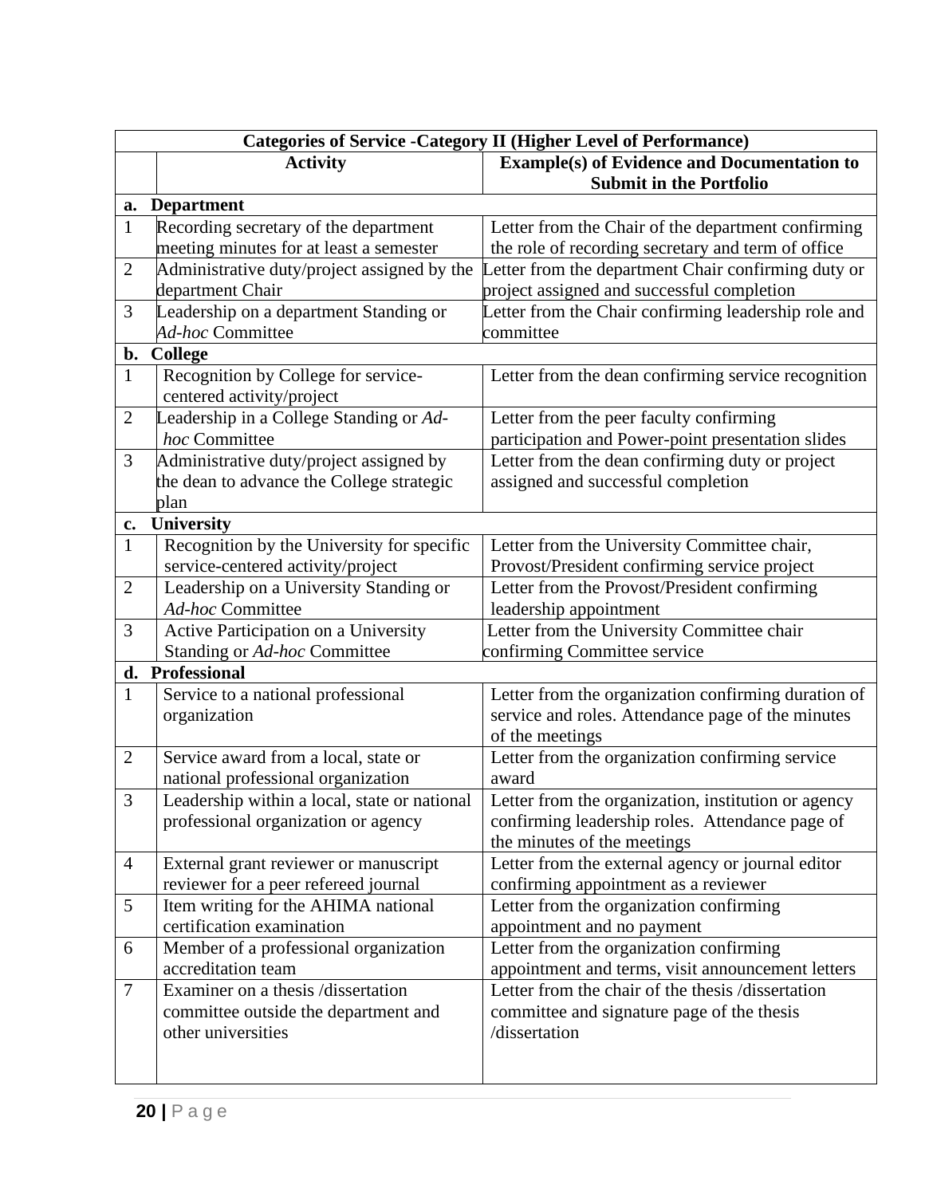| Categories of Service -Category II (Higher Level of Performance) | | |
|---|---|---|
| | **Activity** | **Example(s) of Evidence and Documentation to Submit in the Portfolio** |
| **a. Department** | | |
| 1 | Recording secretary of the department meeting minutes for at least a semester | Letter from the Chair of the department confirming the role of recording secretary and term of office |
| 2 | Administrative duty/project assigned by the department Chair | Letter from the department Chair confirming duty or project assigned and successful completion |
| 3 | Leadership on a department Standing or *Ad-hoc* Committee | Letter from the Chair confirming leadership role and committee |
| **b. College** | | |
| 1 | Recognition by College for service-centered activity/project | Letter from the dean confirming service recognition |
| 2 | Leadership in a College Standing or *Ad-hoc* Committee | Letter from the peer faculty confirming participation and Power-point presentation slides |
| 3 | Administrative duty/project assigned by the dean to advance the College strategic plan | Letter from the dean confirming duty or project assigned and successful completion |
| **c. University** | | |
| 1 | Recognition by the University for specific service-centered activity/project | Letter from the University Committee chair, Provost/President confirming service project |
| 2 | Leadership on a University Standing or *Ad-hoc* Committee | Letter from the Provost/President confirming leadership appointment |
| 3 | Active Participation on a University Standing or *Ad-hoc* Committee | Letter from the University Committee chair confirming Committee service |
| **d. Professional** | | |
| 1 | Service to a national professional organization | Letter from the organization confirming duration of service and roles. Attendance page of the minutes of the meetings |
| 2 | Service award from a local, state or national professional organization | Letter from the organization confirming service award |
| 3 | Leadership within a local, state or national professional organization or agency | Letter from the organization, institution or agency confirming leadership roles. Attendance page of the minutes of the meetings |
| 4 | External grant reviewer or manuscript reviewer for a peer refereed journal | Letter from the external agency or journal editor confirming appointment as a reviewer |
| 5 | Item writing for the AHIMA national certification examination | Letter from the organization confirming appointment and no payment |
| 6 | Member of a professional organization accreditation team | Letter from the organization confirming appointment and terms, visit announcement letters |
| 7 | Examiner on a thesis /dissertation committee outside the department and other universities | Letter from the chair of the thesis /dissertation committee and signature page of the thesis /dissertation |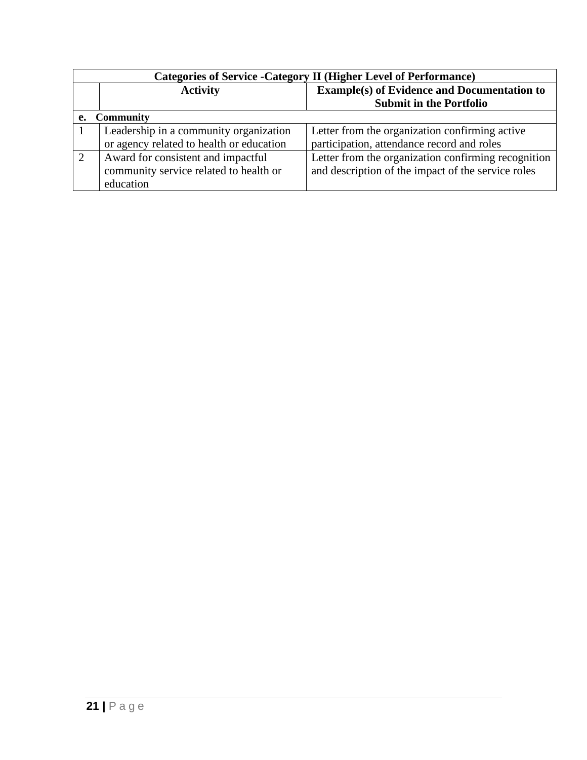| Categories of Service -Category II (Higher Level of Performance) | | |
|---|---|---|
| | **Activity** | **Example(s) of Evidence and Documentation to Submit in the Portfolio** |
| **e. Community** | | |
| 1 | Leadership in a community organization or agency related to health or education | Letter from the organization confirming active participation, attendance record and roles |
| 2 | Award for consistent and impactful community service related to health or education | Letter from the organization confirming recognition and description of the impact of the service roles |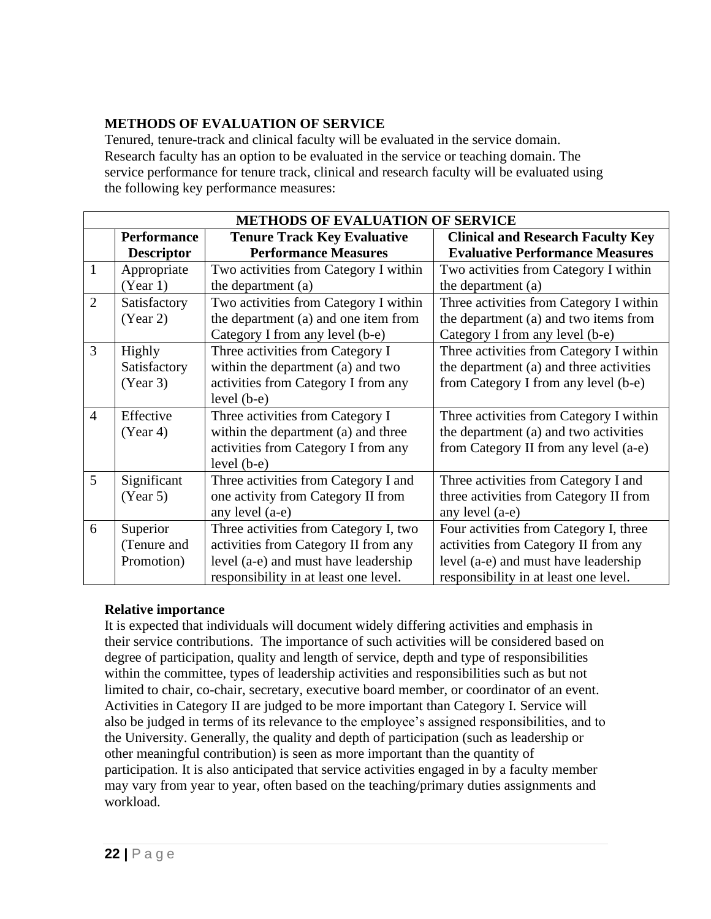## METHODS OF EVALUATION OF SERVICE

Tenured, tenure-track and clinical faculty will be evaluated in the service domain. Research faculty has an option to be evaluated in the service or teaching domain. The service performance for tenure track, clinical and research faculty will be evaluated using the following key performance measures:

| METHODS OF EVALUATION OF SERVICE | | | |
|---|---|---|---|
| | **Performance Descriptor** | **Tenure Track Key Evaluative Performance Measures** | **Clinical and Research Faculty Key Evaluative Performance Measures** |
| 1 | Appropriate (Year 1) | Two activities from Category I within the department (a) | Two activities from Category I within the department (a) |
| 2 | Satisfactory (Year 2) | Two activities from Category I within the department (a) and one item from Category I from any level (b-e) | Three activities from Category I within the department (a) and two items from Category I from any level (b-e) |
| 3 | Highly Satisfactory (Year 3) | Three activities from Category I within the department (a) and two activities from Category I from any level (b-e) | Three activities from Category I within the department (a) and three activities from Category I from any level (b-e) |
| 4 | Effective (Year 4) | Three activities from Category I within the department (a) and three activities from Category I from any level (b-e) | Three activities from Category I within the department (a) and two activities from Category II from any level (a-e) |
| 5 | Significant (Year 5) | Three activities from Category I and one activity from Category II from any level (a-e) | Three activities from Category I and three activities from Category II from any level (a-e) |
| 6 | Superior (Tenure and Promotion) | Three activities from Category I, two activities from Category II from any level (a-e) and must have leadership responsibility in at least one level. | Four activities from Category I, three activities from Category II from any level (a-e) and must have leadership responsibility in at least one level. |

**Relative importance**

It is expected that individuals will document widely differing activities and emphasis in their service contributions. The importance of such activities will be considered based on degree of participation, quality and length of service, depth and type of responsibilities within the committee, types of leadership activities and responsibilities such as but not limited to chair, co-chair, secretary, executive board member, or coordinator of an event. Activities in Category II are judged to be more important than Category I. Service will also be judged in terms of its relevance to the employee's assigned responsibilities, and to the University. Generally, the quality and depth of participation (such as leadership or other meaningful contribution) is seen as more important than the quantity of participation. It is also anticipated that service activities engaged in by a faculty member may vary from year to year, often based on the teaching/primary duties assignments and workload.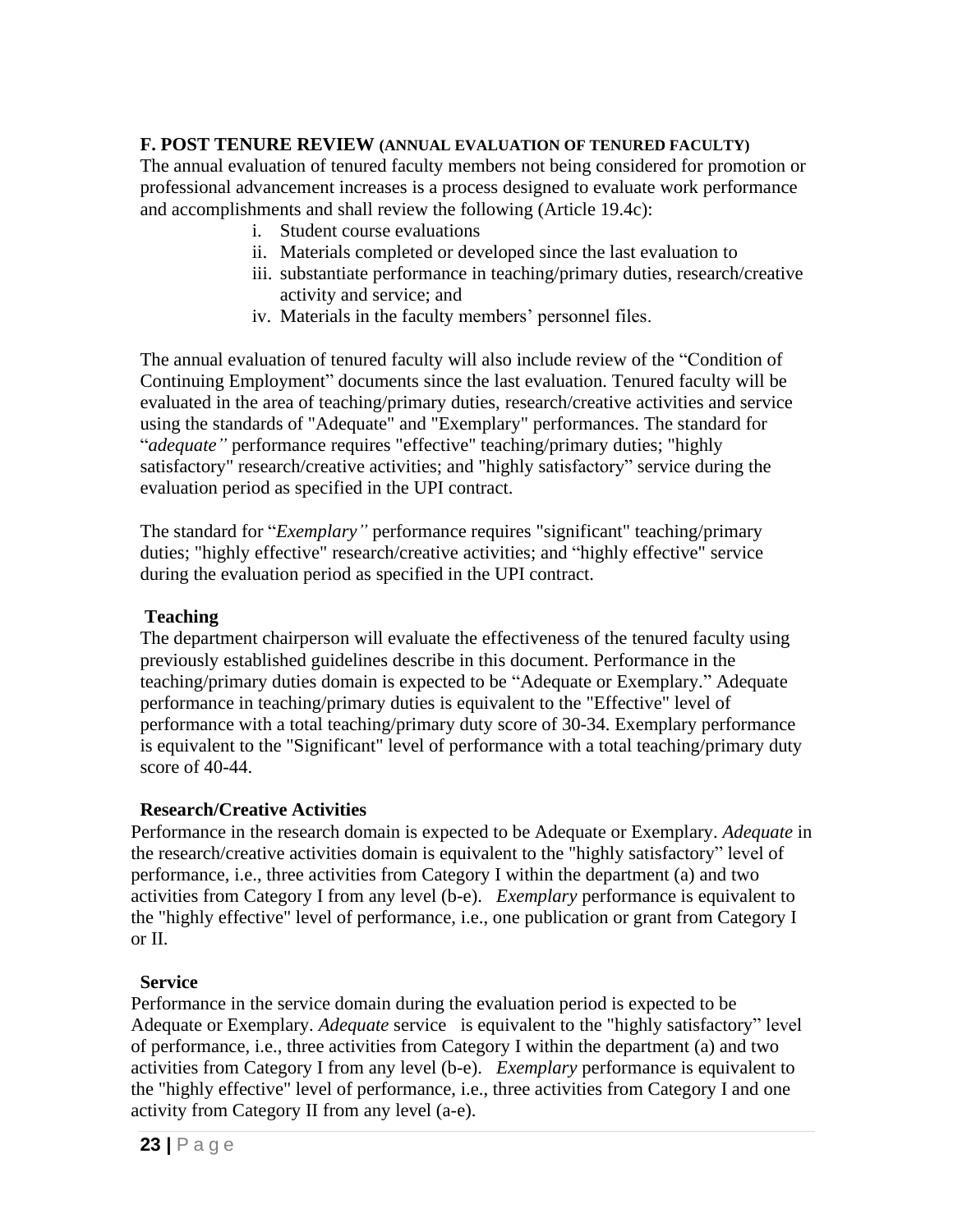### F. POST TENURE REVIEW (ANNUAL EVALUATION OF TENURED FACULTY)

The annual evaluation of tenured faculty members not being considered for promotion or professional advancement increases is a process designed to evaluate work performance and accomplishments and shall review the following (Article 19.4c):

i. Student course evaluations
ii. Materials completed or developed since the last evaluation to
iii. substantiate performance in teaching/primary duties, research/creative activity and service; and
iv. Materials in the faculty members' personnel files.

The annual evaluation of tenured faculty will also include review of the "Condition of Continuing Employment" documents since the last evaluation. Tenured faculty will be evaluated in the area of teaching/primary duties, research/creative activities and service using the standards of "Adequate" and "Exemplary" performances. The standard for "*adequate"* performance requires "effective" teaching/primary duties; "highly satisfactory" research/creative activities; and "highly satisfactory" service during the evaluation period as specified in the UPI contract.

The standard for "*Exemplary"* performance requires "significant" teaching/primary duties; "highly effective" research/creative activities; and "highly effective" service during the evaluation period as specified in the UPI contract.

**Teaching**

The department chairperson will evaluate the effectiveness of the tenured faculty using previously established guidelines describe in this document. Performance in the teaching/primary duties domain is expected to be "Adequate or Exemplary." Adequate performance in teaching/primary duties is equivalent to the "Effective" level of performance with a total teaching/primary duty score of 30-34. Exemplary performance is equivalent to the "Significant" level of performance with a total teaching/primary duty score of 40-44.

**Research/Creative Activities**

Performance in the research domain is expected to be Adequate or Exemplary. *Adequate* in the research/creative activities domain is equivalent to the "highly satisfactory" level of performance, i.e., three activities from Category I within the department (a) and two activities from Category I from any level (b-e). *Exemplary* performance is equivalent to the "highly effective" level of performance, i.e., one publication or grant from Category I or II.

**Service**

Performance in the service domain during the evaluation period is expected to be Adequate or Exemplary. *Adequate* service is equivalent to the "highly satisfactory" level of performance, i.e., three activities from Category I within the department (a) and two activities from Category I from any level (b-e). *Exemplary* performance is equivalent to the "highly effective" level of performance, i.e., three activities from Category I and one activity from Category II from any level (a-e).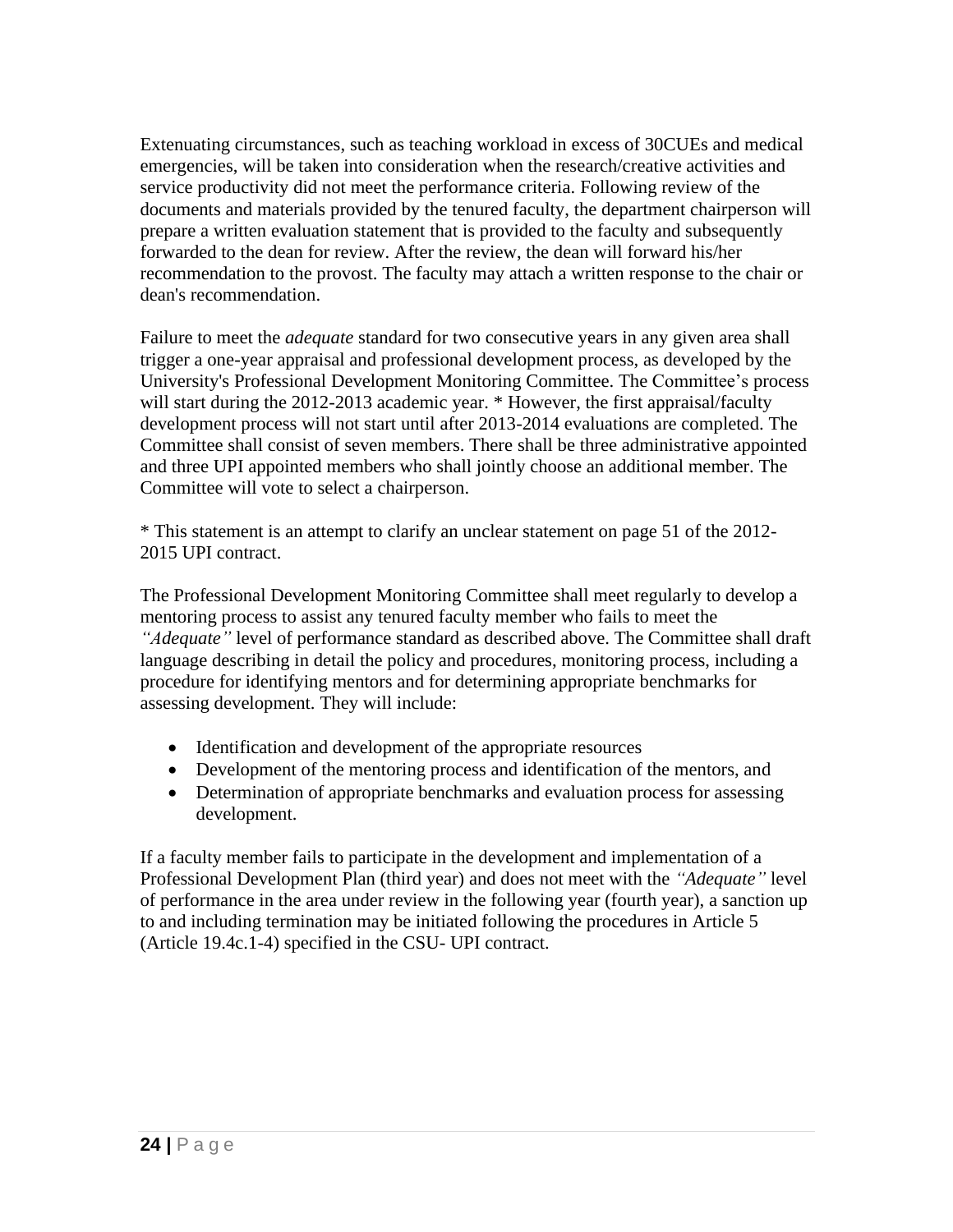Extenuating circumstances, such as teaching workload in excess of 30CUEs and medical emergencies, will be taken into consideration when the research/creative activities and service productivity did not meet the performance criteria. Following review of the documents and materials provided by the tenured faculty, the department chairperson will prepare a written evaluation statement that is provided to the faculty and subsequently forwarded to the dean for review. After the review, the dean will forward his/her recommendation to the provost. The faculty may attach a written response to the chair or dean's recommendation.

Failure to meet the *adequate* standard for two consecutive years in any given area shall trigger a one-year appraisal and professional development process, as developed by the University's Professional Development Monitoring Committee. The Committee's process will start during the 2012-2013 academic year. * However, the first appraisal/faculty development process will not start until after 2013-2014 evaluations are completed. The Committee shall consist of seven members. There shall be three administrative appointed and three UPI appointed members who shall jointly choose an additional member. The Committee will vote to select a chairperson.

* This statement is an attempt to clarify an unclear statement on page 51 of the 2012-2015 UPI contract.

The Professional Development Monitoring Committee shall meet regularly to develop a mentoring process to assist any tenured faculty member who fails to meet the *"Adequate"* level of performance standard as described above. The Committee shall draft language describing in detail the policy and procedures, monitoring process, including a procedure for identifying mentors and for determining appropriate benchmarks for assessing development. They will include:

- Identification and development of the appropriate resources
- Development of the mentoring process and identification of the mentors, and
- Determination of appropriate benchmarks and evaluation process for assessing development.

If a faculty member fails to participate in the development and implementation of a Professional Development Plan (third year) and does not meet with the *"Adequate"* level of performance in the area under review in the following year (fourth year), a sanction up to and including termination may be initiated following the procedures in Article 5 (Article 19.4c.1-4) specified in the CSU- UPI contract.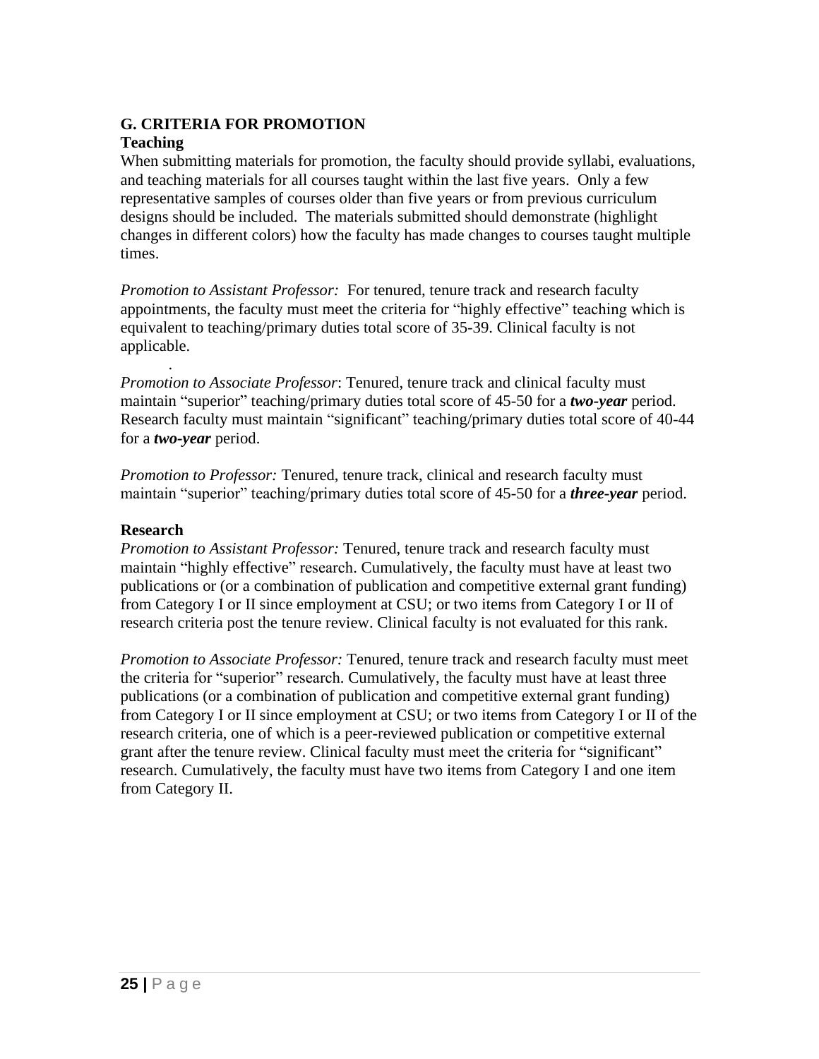**G. CRITERIA FOR PROMOTION**

**Teaching**

When submitting materials for promotion, the faculty should provide syllabi, evaluations, and teaching materials for all courses taught within the last five years. Only a few representative samples of courses older than five years or from previous curriculum designs should be included. The materials submitted should demonstrate (highlight changes in different colors) how the faculty has made changes to courses taught multiple times.

*Promotion to Assistant Professor:* For tenured, tenure track and research faculty appointments, the faculty must meet the criteria for "highly effective" teaching which is equivalent to teaching/primary duties total score of 35-39. Clinical faculty is not applicable.

.

*Promotion to Associate Professor*: Tenured, tenure track and clinical faculty must maintain "superior" teaching/primary duties total score of 45-50 for a ***two-year*** period. Research faculty must maintain "significant" teaching/primary duties total score of 40-44 for a ***two-year*** period.

*Promotion to Professor:* Tenured, tenure track, clinical and research faculty must maintain "superior" teaching/primary duties total score of 45-50 for a ***three-year*** period.

**Research**

*Promotion to Assistant Professor:* Tenured, tenure track and research faculty must maintain "highly effective" research. Cumulatively, the faculty must have at least two publications or (or a combination of publication and competitive external grant funding) from Category I or II since employment at CSU; or two items from Category I or II of research criteria post the tenure review. Clinical faculty is not evaluated for this rank.

*Promotion to Associate Professor:* Tenured, tenure track and research faculty must meet the criteria for "superior" research. Cumulatively, the faculty must have at least three publications (or a combination of publication and competitive external grant funding) from Category I or II since employment at CSU; or two items from Category I or II of the research criteria, one of which is a peer-reviewed publication or competitive external grant after the tenure review. Clinical faculty must meet the criteria for "significant" research. Cumulatively, the faculty must have two items from Category I and one item from Category II.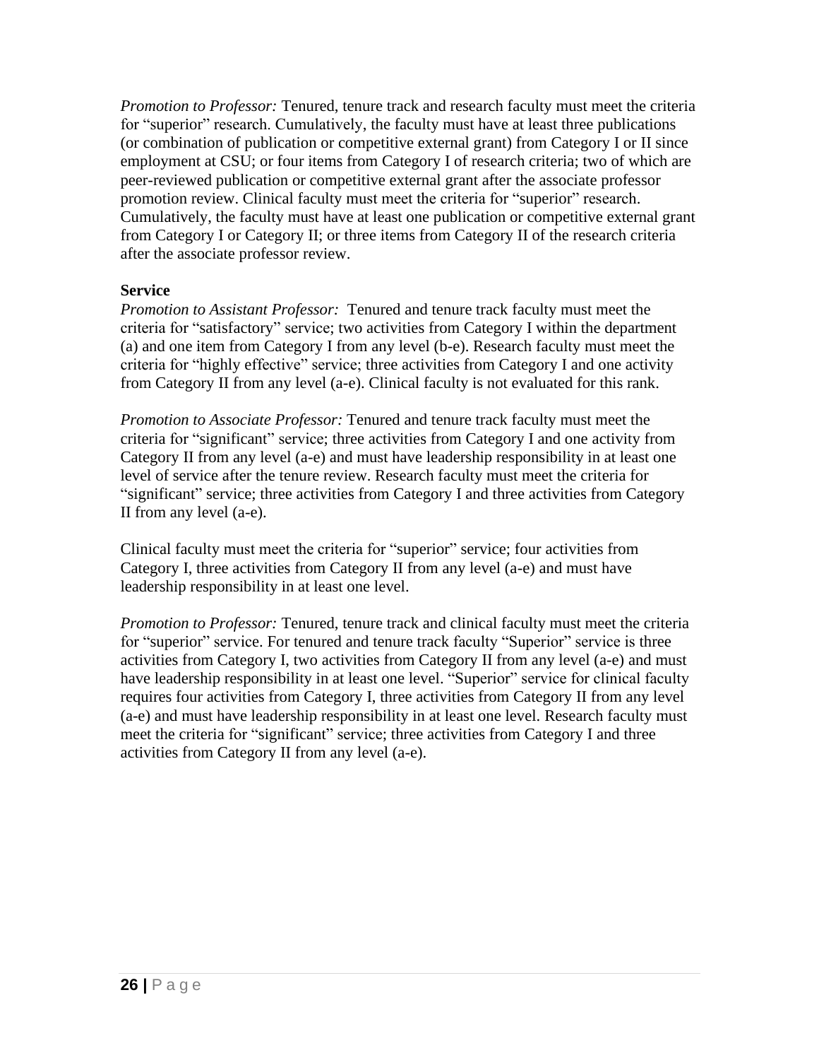*Promotion to Professor:* Tenured, tenure track and research faculty must meet the criteria for "superior" research. Cumulatively, the faculty must have at least three publications (or combination of publication or competitive external grant) from Category I or II since employment at CSU; or four items from Category I of research criteria; two of which are peer-reviewed publication or competitive external grant after the associate professor promotion review. Clinical faculty must meet the criteria for "superior" research. Cumulatively, the faculty must have at least one publication or competitive external grant from Category I or Category II; or three items from Category II of the research criteria after the associate professor review.

**Service**

*Promotion to Assistant Professor:* Tenured and tenure track faculty must meet the criteria for "satisfactory" service; two activities from Category I within the department (a) and one item from Category I from any level (b-e). Research faculty must meet the criteria for "highly effective" service; three activities from Category I and one activity from Category II from any level (a-e). Clinical faculty is not evaluated for this rank.

*Promotion to Associate Professor:* Tenured and tenure track faculty must meet the criteria for "significant" service; three activities from Category I and one activity from Category II from any level (a-e) and must have leadership responsibility in at least one level of service after the tenure review. Research faculty must meet the criteria for "significant" service; three activities from Category I and three activities from Category II from any level (a-e).

Clinical faculty must meet the criteria for "superior" service; four activities from Category I, three activities from Category II from any level (a-e) and must have leadership responsibility in at least one level.

*Promotion to Professor:* Tenured, tenure track and clinical faculty must meet the criteria for "superior" service. For tenured and tenure track faculty "Superior" service is three activities from Category I, two activities from Category II from any level (a-e) and must have leadership responsibility in at least one level. "Superior" service for clinical faculty requires four activities from Category I, three activities from Category II from any level (a-e) and must have leadership responsibility in at least one level. Research faculty must meet the criteria for "significant" service; three activities from Category I and three activities from Category II from any level (a-e).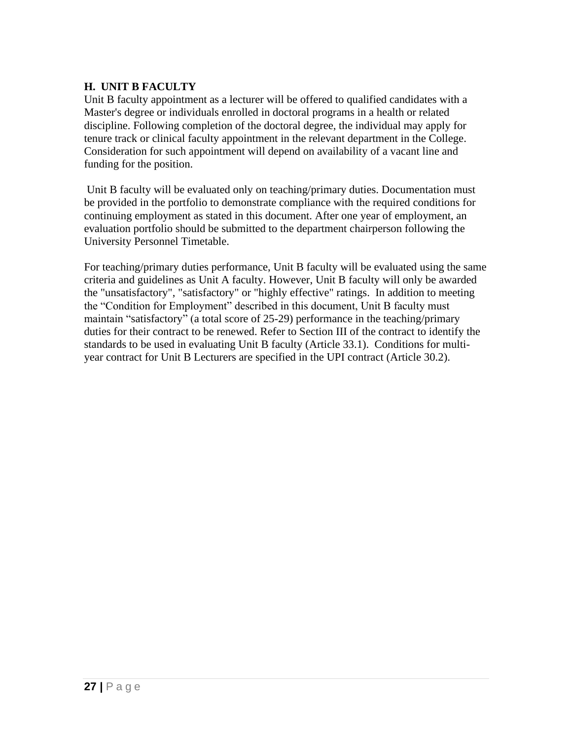### H. UNIT B FACULTY

Unit B faculty appointment as a lecturer will be offered to qualified candidates with a Master's degree or individuals enrolled in doctoral programs in a health or related discipline. Following completion of the doctoral degree, the individual may apply for tenure track or clinical faculty appointment in the relevant department in the College. Consideration for such appointment will depend on availability of a vacant line and funding for the position.

Unit B faculty will be evaluated only on teaching/primary duties. Documentation must be provided in the portfolio to demonstrate compliance with the required conditions for continuing employment as stated in this document. After one year of employment, an evaluation portfolio should be submitted to the department chairperson following the University Personnel Timetable.

For teaching/primary duties performance, Unit B faculty will be evaluated using the same criteria and guidelines as Unit A faculty. However, Unit B faculty will only be awarded the "unsatisfactory", "satisfactory" or "highly effective" ratings. In addition to meeting the “Condition for Employment” described in this document, Unit B faculty must maintain “satisfactory” (a total score of 25-29) performance in the teaching/primary duties for their contract to be renewed. Refer to Section III of the contract to identify the standards to be used in evaluating Unit B faculty (Article 33.1). Conditions for multi-year contract for Unit B Lecturers are specified in the UPI contract (Article 30.2).